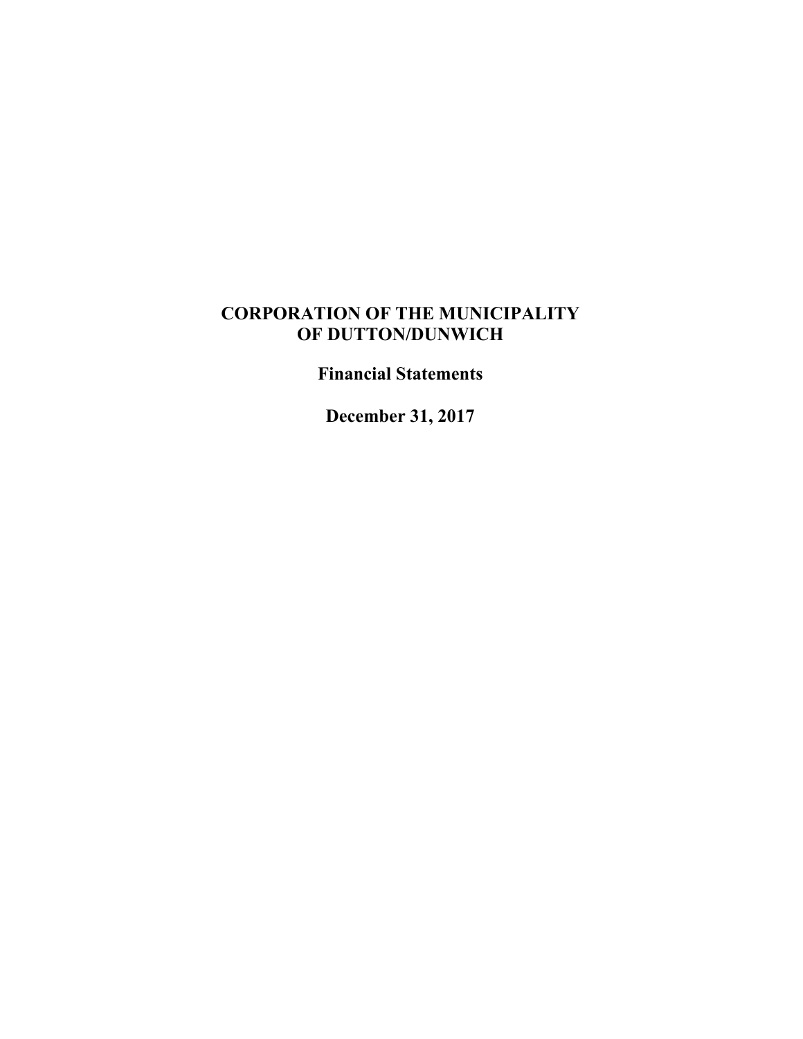# CORPORATION OF THE MUNICIPALITY OF DUTTON/DUNWICH

## Financial Statements

## December 31, 2017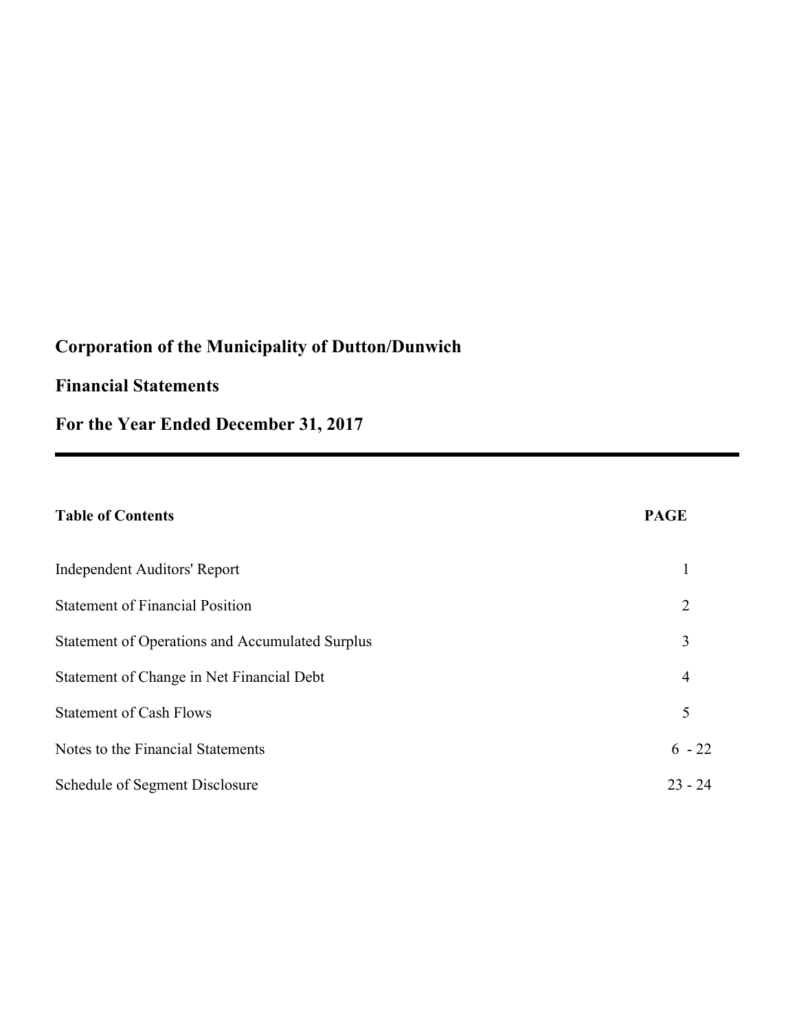# Corporation of the Municipality of Dutton/Dunwich

## Financial Statements

## For the Year Ended December 31, 2017

| Table of Contents | PAGE |
|---|---|
| Independent Auditors' Report | 1 |
| Statement of Financial Position | 2 |
| Statement of Operations and Accumulated Surplus | 3 |
| Statement of Change in Net Financial Debt | 4 |
| Statement of Cash Flows | 5 |
| Notes to the Financial Statements | 6 - 22 |
| Schedule of Segment Disclosure | 23 - 24 |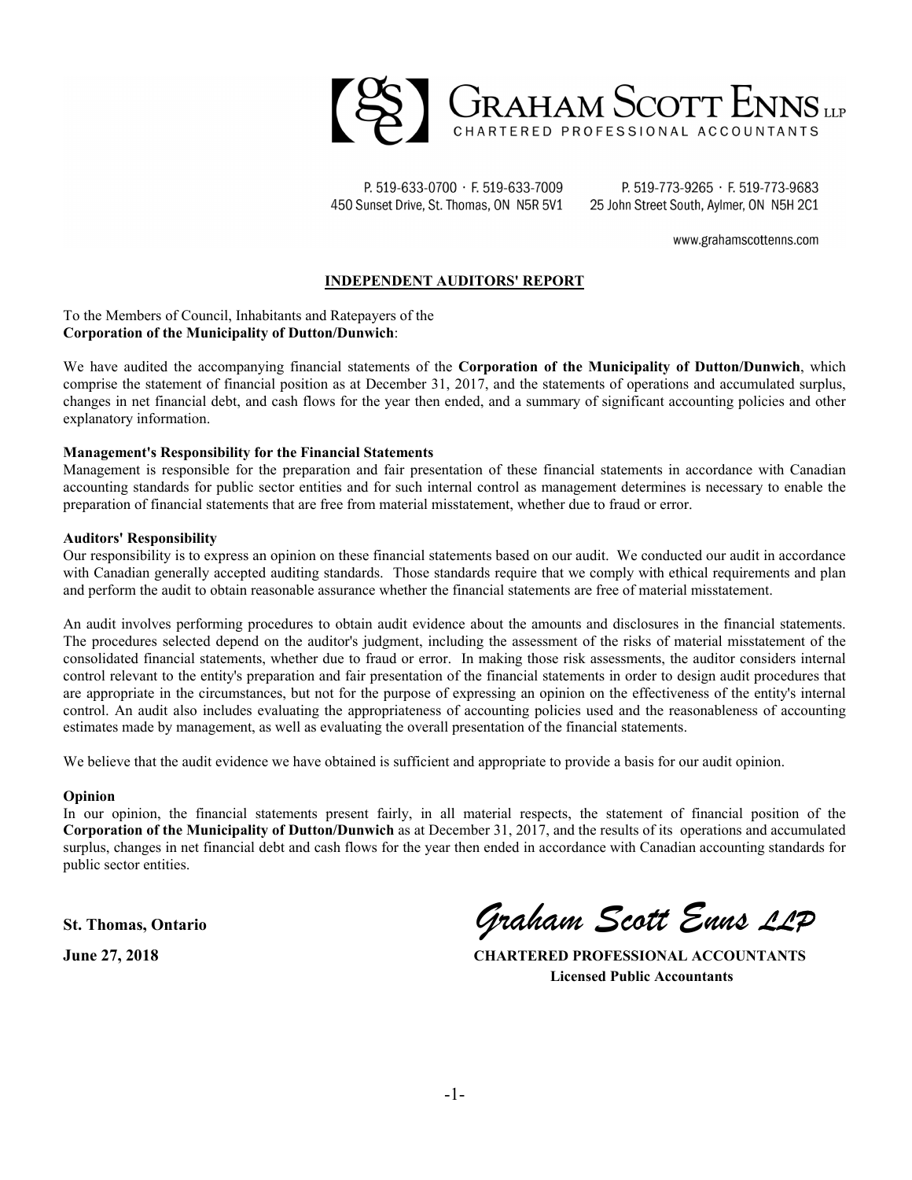GRAHAM SCOTT ENNS LLP
CHARTERED PROFESSIONAL ACCOUNTANTS

P. 519-633-0700 · F. 519-633-7009
450 Sunset Drive, St. Thomas, ON N5R 5V1

P. 519-773-9265 · F. 519-773-9683
25 John Street South, Aylmer, ON N5H 2C1

www.grahamscottenns.com

## INDEPENDENT AUDITORS' REPORT

To the Members of Council, Inhabitants and Ratepayers of the
**Corporation of the Municipality of Dutton/Dunwich**:

We have audited the accompanying financial statements of the **Corporation of the Municipality of Dutton/Dunwich**, which comprise the statement of financial position as at December 31, 2017, and the statements of operations and accumulated surplus, changes in net financial debt, and cash flows for the year then ended, and a summary of significant accounting policies and other explanatory information.

**Management's Responsibility for the Financial Statements**
Management is responsible for the preparation and fair presentation of these financial statements in accordance with Canadian accounting standards for public sector entities and for such internal control as management determines is necessary to enable the preparation of financial statements that are free from material misstatement, whether due to fraud or error.

**Auditors' Responsibility**
Our responsibility is to express an opinion on these financial statements based on our audit. We conducted our audit in accordance with Canadian generally accepted auditing standards. Those standards require that we comply with ethical requirements and plan and perform the audit to obtain reasonable assurance whether the financial statements are free of material misstatement.

An audit involves performing procedures to obtain audit evidence about the amounts and disclosures in the financial statements. The procedures selected depend on the auditor's judgment, including the assessment of the risks of material misstatement of the consolidated financial statements, whether due to fraud or error. In making those risk assessments, the auditor considers internal control relevant to the entity's preparation and fair presentation of the financial statements in order to design audit procedures that are appropriate in the circumstances, but not for the purpose of expressing an opinion on the effectiveness of the entity's internal control. An audit also includes evaluating the appropriateness of accounting policies used and the reasonableness of accounting estimates made by management, as well as evaluating the overall presentation of the financial statements.

We believe that the audit evidence we have obtained is sufficient and appropriate to provide a basis for our audit opinion.

**Opinion**
In our opinion, the financial statements present fairly, in all material respects, the statement of financial position of the **Corporation of the Municipality of Dutton/Dunwich** as at December 31, 2017, and the results of its operations and accumulated surplus, changes in net financial debt and cash flows for the year then ended in accordance with Canadian accounting standards for public sector entities.

**St. Thomas, Ontario**

**June 27, 2018**

*Graham Scott Enns LLP*
**CHARTERED PROFESSIONAL ACCOUNTANTS**
**Licensed Public Accountants**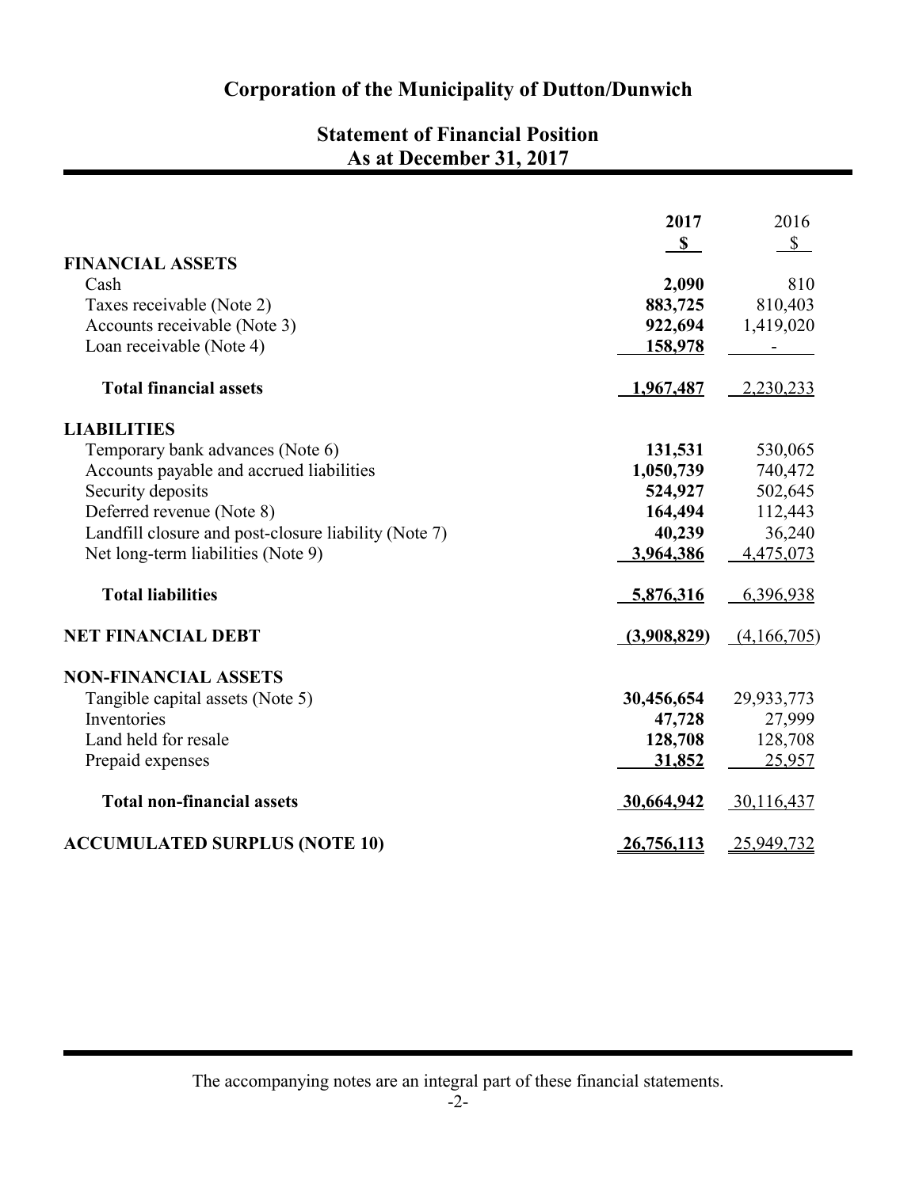# Corporation of the Municipality of Dutton/Dunwich

## Statement of Financial Position
## As at December 31, 2017

| | **2017** | 2016 |
|---|---|---|
| | **$** | $ |
| **FINANCIAL ASSETS** | | |
| Cash | **2,090** | 810 |
| Taxes receivable (Note 2) | **883,725** | 810,403 |
| Accounts receivable (Note 3) | **922,694** | 1,419,020 |
| Loan receivable (Note 4) | **158,978** | - |
| **Total financial assets** | **1,967,487** | 2,230,233 |
| **LIABILITIES** | | |
| Temporary bank advances (Note 6) | **131,531** | 530,065 |
| Accounts payable and accrued liabilities | **1,050,739** | 740,472 |
| Security deposits | **524,927** | 502,645 |
| Deferred revenue (Note 8) | **164,494** | 112,443 |
| Landfill closure and post-closure liability (Note 7) | **40,239** | 36,240 |
| Net long-term liabilities (Note 9) | **3,964,386** | 4,475,073 |
| **Total liabilities** | **5,876,316** | 6,396,938 |
| **NET FINANCIAL DEBT** | **(3,908,829)** | (4,166,705) |
| **NON-FINANCIAL ASSETS** | | |
| Tangible capital assets (Note 5) | **30,456,654** | 29,933,773 |
| Inventories | **47,728** | 27,999 |
| Land held for resale | **128,708** | 128,708 |
| Prepaid expenses | **31,852** | 25,957 |
| **Total non-financial assets** | **30,664,942** | 30,116,437 |
| **ACCUMULATED SURPLUS (NOTE 10)** | **26,756,113** | 25,949,732 |

The accompanying notes are an integral part of these financial statements.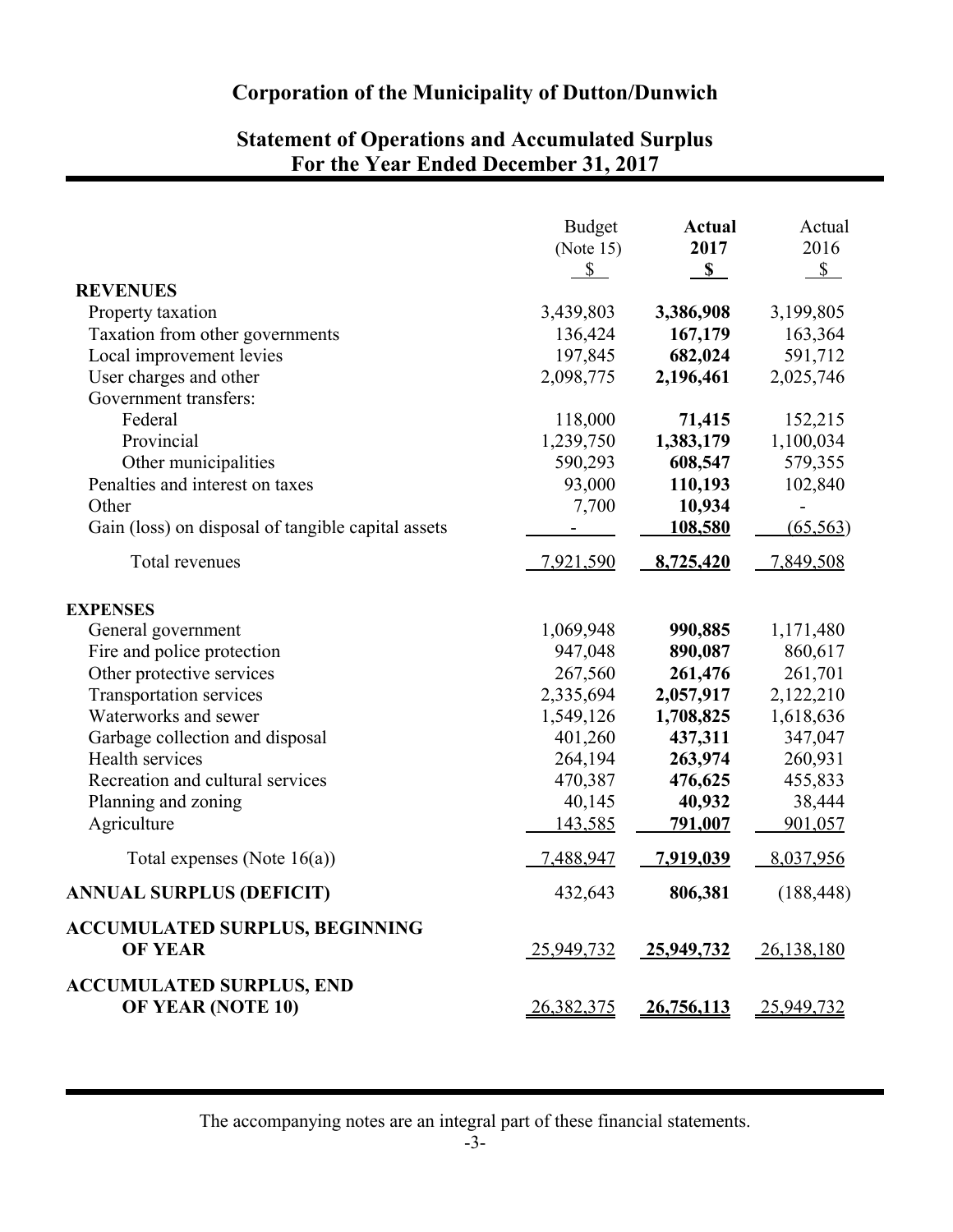# Corporation of the Municipality of Dutton/Dunwich

## Statement of Operations and Accumulated Surplus
## For the Year Ended December 31, 2017

| | Budget (Note 15) $ | **Actual 2017 $** | Actual 2016 $ |
|---|---|---|---|
| **REVENUES** | | | |
| Property taxation | 3,439,803 | **3,386,908** | 3,199,805 |
| Taxation from other governments | 136,424 | **167,179** | 163,364 |
| Local improvement levies | 197,845 | **682,024** | 591,712 |
| User charges and other | 2,098,775 | **2,196,461** | 2,025,746 |
| Government transfers: | | | |
| Federal | 118,000 | **71,415** | 152,215 |
| Provincial | 1,239,750 | **1,383,179** | 1,100,034 |
| Other municipalities | 590,293 | **608,547** | 579,355 |
| Penalties and interest on taxes | 93,000 | **110,193** | 102,840 |
| Other | 7,700 | **10,934** | - |
| Gain (loss) on disposal of tangible capital assets | - | **108,580** | (65,563) |
| Total revenues | 7,921,590 | **8,725,420** | 7,849,508 |
| **EXPENSES** | | | |
| General government | 1,069,948 | **990,885** | 1,171,480 |
| Fire and police protection | 947,048 | **890,087** | 860,617 |
| Other protective services | 267,560 | **261,476** | 261,701 |
| Transportation services | 2,335,694 | **2,057,917** | 2,122,210 |
| Waterworks and sewer | 1,549,126 | **1,708,825** | 1,618,636 |
| Garbage collection and disposal | 401,260 | **437,311** | 347,047 |
| Health services | 264,194 | **263,974** | 260,931 |
| Recreation and cultural services | 470,387 | **476,625** | 455,833 |
| Planning and zoning | 40,145 | **40,932** | 38,444 |
| Agriculture | 143,585 | **791,007** | 901,057 |
| Total expenses (Note 16(a)) | 7,488,947 | **7,919,039** | 8,037,956 |
| **ANNUAL SURPLUS (DEFICIT)** | 432,643 | **806,381** | (188,448) |
| **ACCUMULATED SURPLUS, BEGINNING OF YEAR** | 25,949,732 | **25,949,732** | 26,138,180 |
| **ACCUMULATED SURPLUS, END OF YEAR (NOTE 10)** | 26,382,375 | **26,756,113** | 25,949,732 |

The accompanying notes are an integral part of these financial statements.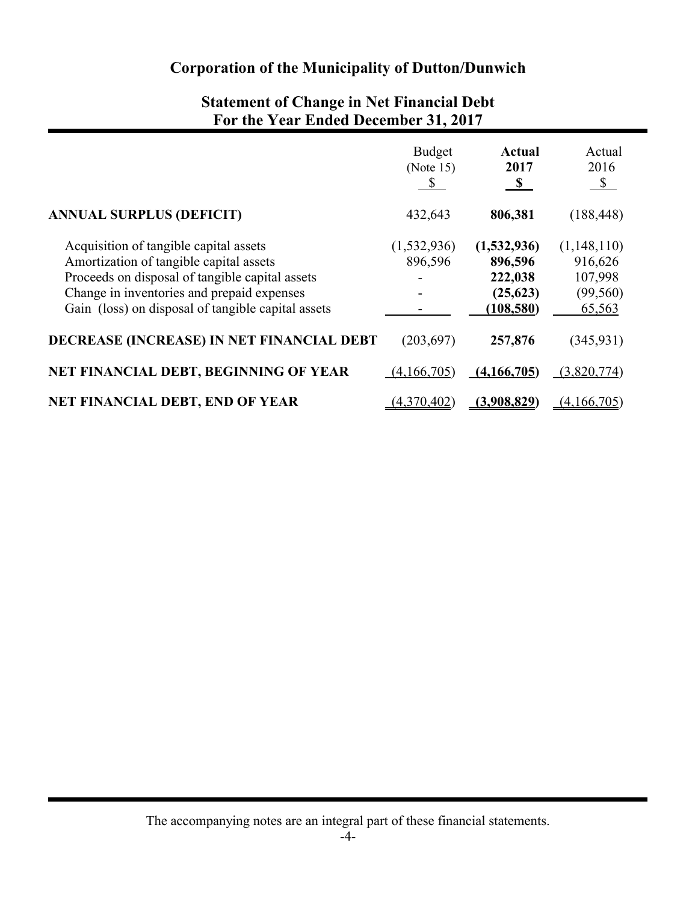# Corporation of the Municipality of Dutton/Dunwich

## Statement of Change in Net Financial Debt
## For the Year Ended December 31, 2017

| | Budget (Note 15) $ | **Actual 2017 $** | Actual 2016 $ |
|---|---|---|---|
| **ANNUAL SURPLUS (DEFICIT)** | 432,643 | **806,381** | (188,448) |
| Acquisition of tangible capital assets | (1,532,936) | **(1,532,936)** | (1,148,110) |
| Amortization of tangible capital assets | 896,596 | **896,596** | 916,626 |
| Proceeds on disposal of tangible capital assets | - | **222,038** | 107,998 |
| Change in inventories and prepaid expenses | - | **(25,623)** | (99,560) |
| Gain (loss) on disposal of tangible capital assets | - | **(108,580)** | 65,563 |
| **DECREASE (INCREASE) IN NET FINANCIAL DEBT** | (203,697) | **257,876** | (345,931) |
| **NET FINANCIAL DEBT, BEGINNING OF YEAR** | (4,166,705) | **(4,166,705)** | (3,820,774) |
| **NET FINANCIAL DEBT, END OF YEAR** | (4,370,402) | **(3,908,829)** | (4,166,705) |

The accompanying notes are an integral part of these financial statements.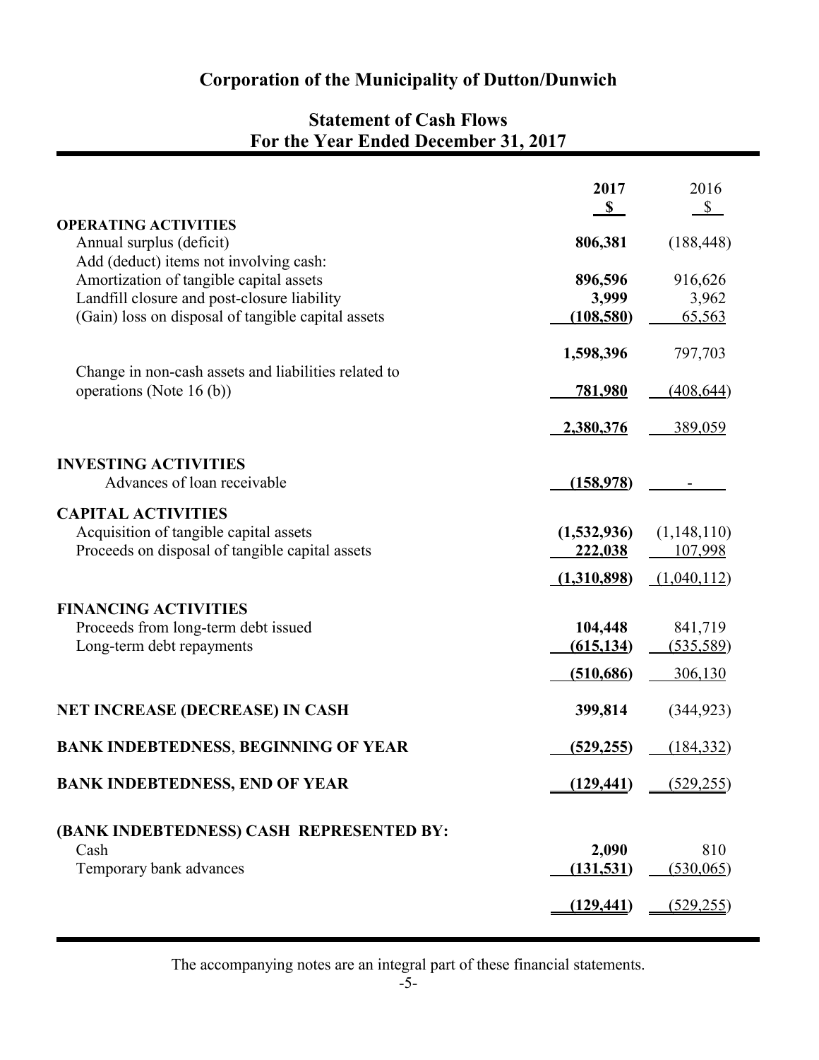# Corporation of the Municipality of Dutton/Dunwich

## Statement of Cash Flows
## For the Year Ended December 31, 2017

| | 2017 | 2016 |
|---|---|---|
| | **$** | $ |
| **OPERATING ACTIVITIES** | | |
| Annual surplus (deficit) | **806,381** | (188,448) |
| Add (deduct) items not involving cash: | | |
| Amortization of tangible capital assets | **896,596** | 916,626 |
| Landfill closure and post-closure liability | **3,999** | 3,962 |
| (Gain) loss on disposal of tangible capital assets | **(108,580)** | 65,563 |
| | **1,598,396** | 797,703 |
| Change in non-cash assets and liabilities related to operations (Note 16 (b)) | **781,980** | (408,644) |
| | **2,380,376** | 389,059 |
| **INVESTING ACTIVITIES** | | |
| Advances of loan receivable | **(158,978)** | - |
| **CAPITAL ACTIVITIES** | | |
| Acquisition of tangible capital assets | **(1,532,936)** | (1,148,110) |
| Proceeds on disposal of tangible capital assets | **222,038** | 107,998 |
| | **(1,310,898)** | (1,040,112) |
| **FINANCING ACTIVITIES** | | |
| Proceeds from long-term debt issued | **104,448** | 841,719 |
| Long-term debt repayments | **(615,134)** | (535,589) |
| | **(510,686)** | 306,130 |
| **NET INCREASE (DECREASE) IN CASH** | **399,814** | (344,923) |
| **BANK INDEBTEDNESS, BEGINNING OF YEAR** | **(529,255)** | (184,332) |
| **BANK INDEBTEDNESS, END OF YEAR** | **(129,441)** | (529,255) |
| **(BANK INDEBTEDNESS) CASH REPRESENTED BY:** | | |
| Cash | **2,090** | 810 |
| Temporary bank advances | **(131,531)** | (530,065) |
| | **(129,441)** | (529,255) |

The accompanying notes are an integral part of these financial statements.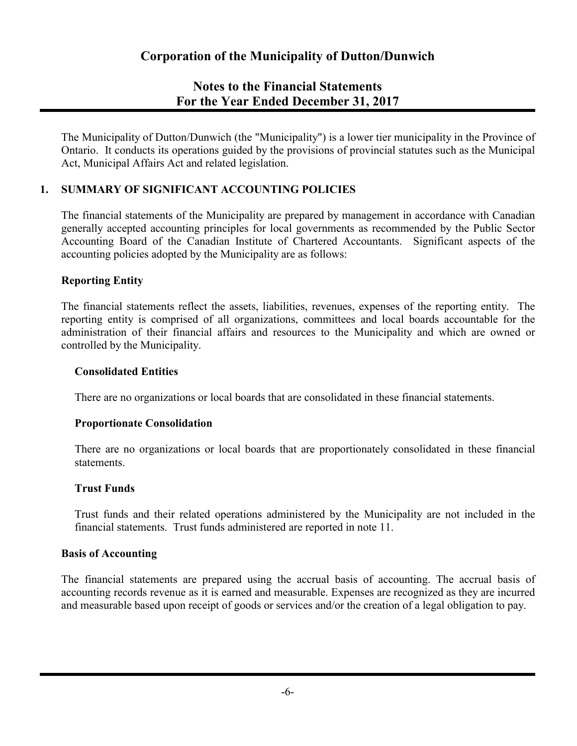# Corporation of the Municipality of Dutton/Dunwich

## Notes to the Financial Statements
## For the Year Ended December 31, 2017

The Municipality of Dutton/Dunwich (the "Municipality") is a lower tier municipality in the Province of Ontario. It conducts its operations guided by the provisions of provincial statutes such as the Municipal Act, Municipal Affairs Act and related legislation.

### 1. SUMMARY OF SIGNIFICANT ACCOUNTING POLICIES

The financial statements of the Municipality are prepared by management in accordance with Canadian generally accepted accounting principles for local governments as recommended by the Public Sector Accounting Board of the Canadian Institute of Chartered Accountants. Significant aspects of the accounting policies adopted by the Municipality are as follows:

**Reporting Entity**

The financial statements reflect the assets, liabilities, revenues, expenses of the reporting entity. The reporting entity is comprised of all organizations, committees and local boards accountable for the administration of their financial affairs and resources to the Municipality and which are owned or controlled by the Municipality.

**Consolidated Entities**

There are no organizations or local boards that are consolidated in these financial statements.

**Proportionate Consolidation**

There are no organizations or local boards that are proportionately consolidated in these financial statements.

**Trust Funds**

Trust funds and their related operations administered by the Municipality are not included in the financial statements. Trust funds administered are reported in note 11.

**Basis of Accounting**

The financial statements are prepared using the accrual basis of accounting. The accrual basis of accounting records revenue as it is earned and measurable. Expenses are recognized as they are incurred and measurable based upon receipt of goods or services and/or the creation of a legal obligation to pay.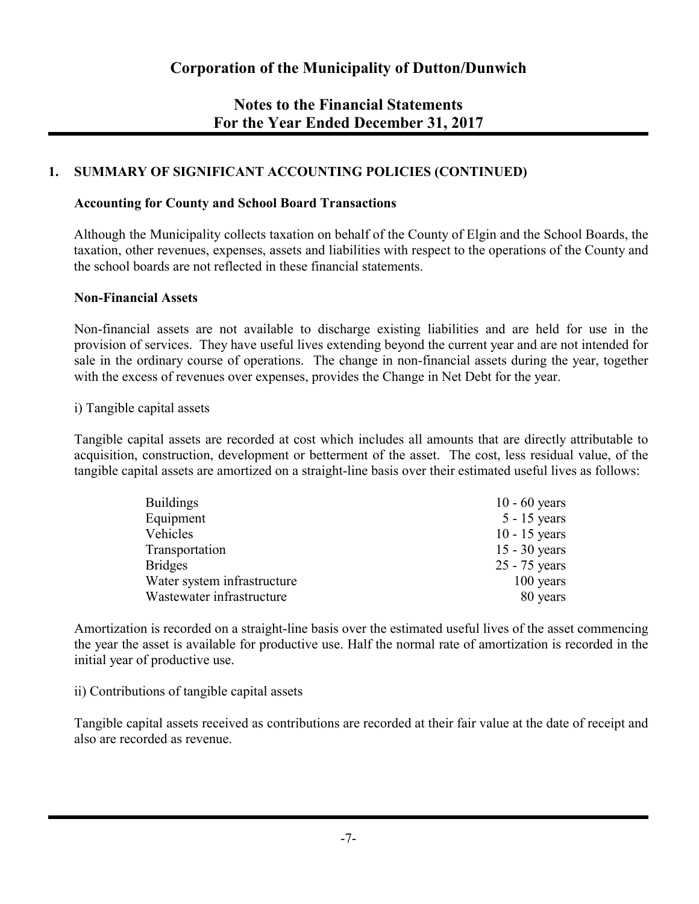# Corporation of the Municipality of Dutton/Dunwich

## Notes to the Financial Statements For the Year Ended December 31, 2017

### 1. SUMMARY OF SIGNIFICANT ACCOUNTING POLICIES (CONTINUED)

**Accounting for County and School Board Transactions**

Although the Municipality collects taxation on behalf of the County of Elgin and the School Boards, the taxation, other revenues, expenses, assets and liabilities with respect to the operations of the County and the school boards are not reflected in these financial statements.

**Non-Financial Assets**

Non-financial assets are not available to discharge existing liabilities and are held for use in the provision of services. They have useful lives extending beyond the current year and are not intended for sale in the ordinary course of operations. The change in non-financial assets during the year, together with the excess of revenues over expenses, provides the Change in Net Debt for the year.

i) Tangible capital assets

Tangible capital assets are recorded at cost which includes all amounts that are directly attributable to acquisition, construction, development or betterment of the asset. The cost, less residual value, of the tangible capital assets are amortized on a straight-line basis over their estimated useful lives as follows:

| | |
|---|---|
| Buildings | 10 - 60 years |
| Equipment | 5 - 15 years |
| Vehicles | 10 - 15 years |
| Transportation | 15 - 30 years |
| Bridges | 25 - 75 years |
| Water system infrastructure | 100 years |
| Wastewater infrastructure | 80 years |

Amortization is recorded on a straight-line basis over the estimated useful lives of the asset commencing the year the asset is available for productive use. Half the normal rate of amortization is recorded in the initial year of productive use.

ii) Contributions of tangible capital assets

Tangible capital assets received as contributions are recorded at their fair value at the date of receipt and also are recorded as revenue.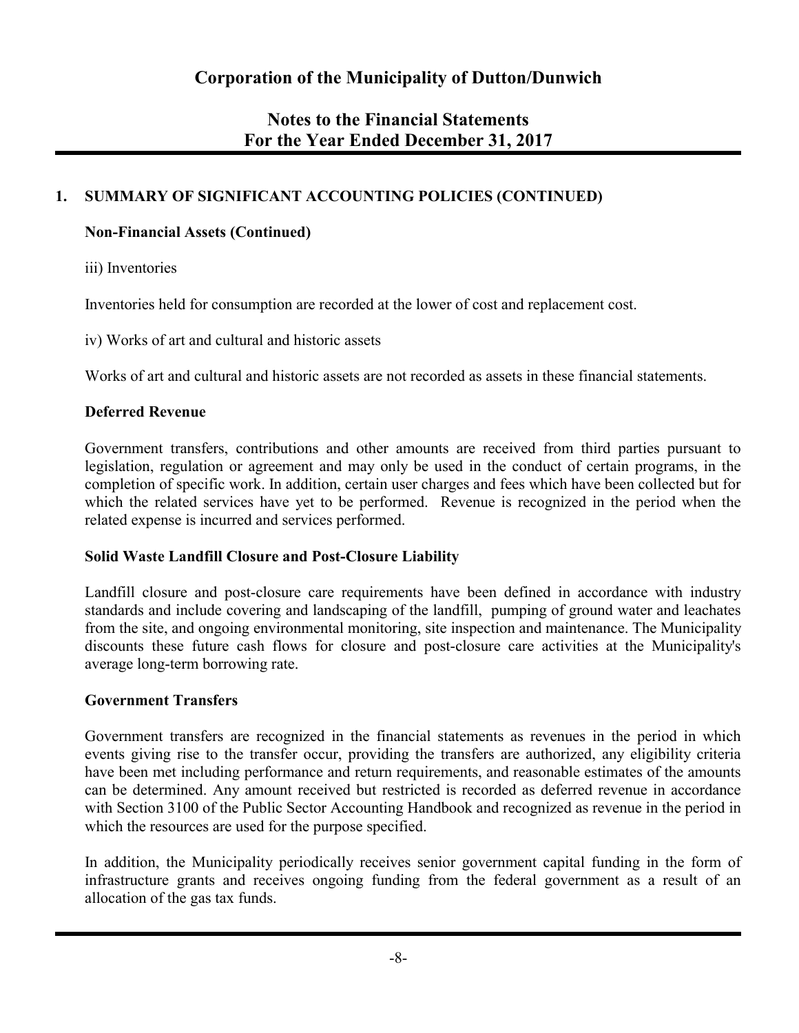# Corporation of the Municipality of Dutton/Dunwich

## Notes to the Financial Statements
## For the Year Ended December 31, 2017

### 1. SUMMARY OF SIGNIFICANT ACCOUNTING POLICIES (CONTINUED)

**Non-Financial Assets (Continued)**

iii) Inventories

Inventories held for consumption are recorded at the lower of cost and replacement cost.

iv) Works of art and cultural and historic assets

Works of art and cultural and historic assets are not recorded as assets in these financial statements.

**Deferred Revenue**

Government transfers, contributions and other amounts are received from third parties pursuant to legislation, regulation or agreement and may only be used in the conduct of certain programs, in the completion of specific work. In addition, certain user charges and fees which have been collected but for which the related services have yet to be performed. Revenue is recognized in the period when the related expense is incurred and services performed.

**Solid Waste Landfill Closure and Post-Closure Liability**

Landfill closure and post-closure care requirements have been defined in accordance with industry standards and include covering and landscaping of the landfill, pumping of ground water and leachates from the site, and ongoing environmental monitoring, site inspection and maintenance. The Municipality discounts these future cash flows for closure and post-closure care activities at the Municipality's average long-term borrowing rate.

**Government Transfers**

Government transfers are recognized in the financial statements as revenues in the period in which events giving rise to the transfer occur, providing the transfers are authorized, any eligibility criteria have been met including performance and return requirements, and reasonable estimates of the amounts can be determined. Any amount received but restricted is recorded as deferred revenue in accordance with Section 3100 of the Public Sector Accounting Handbook and recognized as revenue in the period in which the resources are used for the purpose specified.

In addition, the Municipality periodically receives senior government capital funding in the form of infrastructure grants and receives ongoing funding from the federal government as a result of an allocation of the gas tax funds.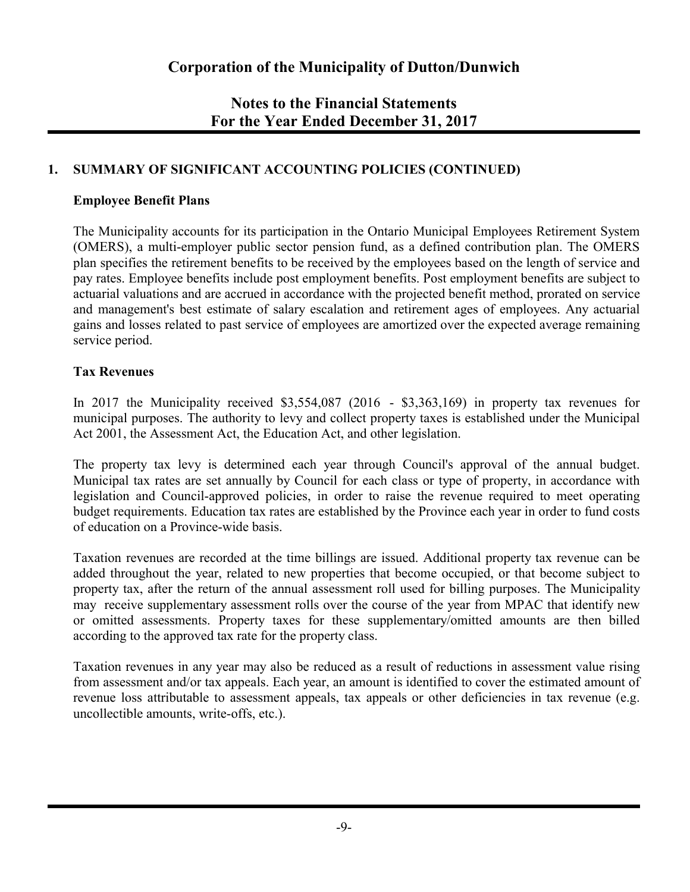# Corporation of the Municipality of Dutton/Dunwich

## Notes to the Financial Statements
## For the Year Ended December 31, 2017

### 1. SUMMARY OF SIGNIFICANT ACCOUNTING POLICIES (CONTINUED)

**Employee Benefit Plans**

The Municipality accounts for its participation in the Ontario Municipal Employees Retirement System (OMERS), a multi-employer public sector pension fund, as a defined contribution plan. The OMERS plan specifies the retirement benefits to be received by the employees based on the length of service and pay rates. Employee benefits include post employment benefits. Post employment benefits are subject to actuarial valuations and are accrued in accordance with the projected benefit method, prorated on service and management's best estimate of salary escalation and retirement ages of employees. Any actuarial gains and losses related to past service of employees are amortized over the expected average remaining service period.

**Tax Revenues**

In 2017 the Municipality received $3,554,087 (2016 - $3,363,169) in property tax revenues for municipal purposes. The authority to levy and collect property taxes is established under the Municipal Act 2001, the Assessment Act, the Education Act, and other legislation.

The property tax levy is determined each year through Council's approval of the annual budget. Municipal tax rates are set annually by Council for each class or type of property, in accordance with legislation and Council-approved policies, in order to raise the revenue required to meet operating budget requirements. Education tax rates are established by the Province each year in order to fund costs of education on a Province-wide basis.

Taxation revenues are recorded at the time billings are issued. Additional property tax revenue can be added throughout the year, related to new properties that become occupied, or that become subject to property tax, after the return of the annual assessment roll used for billing purposes. The Municipality may receive supplementary assessment rolls over the course of the year from MPAC that identify new or omitted assessments. Property taxes for these supplementary/omitted amounts are then billed according to the approved tax rate for the property class.

Taxation revenues in any year may also be reduced as a result of reductions in assessment value rising from assessment and/or tax appeals. Each year, an amount is identified to cover the estimated amount of revenue loss attributable to assessment appeals, tax appeals or other deficiencies in tax revenue (e.g. uncollectible amounts, write-offs, etc.).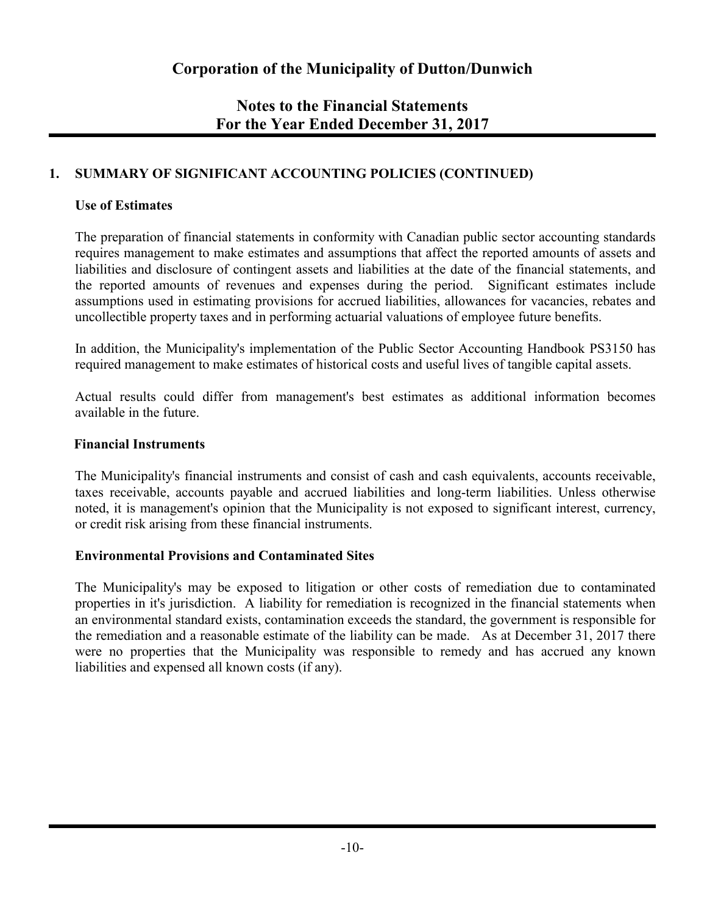# Corporation of the Municipality of Dutton/Dunwich

## Notes to the Financial Statements
## For the Year Ended December 31, 2017

### 1. SUMMARY OF SIGNIFICANT ACCOUNTING POLICIES (CONTINUED)

**Use of Estimates**

The preparation of financial statements in conformity with Canadian public sector accounting standards requires management to make estimates and assumptions that affect the reported amounts of assets and liabilities and disclosure of contingent assets and liabilities at the date of the financial statements, and the reported amounts of revenues and expenses during the period. Significant estimates include assumptions used in estimating provisions for accrued liabilities, allowances for vacancies, rebates and uncollectible property taxes and in performing actuarial valuations of employee future benefits.

In addition, the Municipality's implementation of the Public Sector Accounting Handbook PS3150 has required management to make estimates of historical costs and useful lives of tangible capital assets.

Actual results could differ from management's best estimates as additional information becomes available in the future.

**Financial Instruments**

The Municipality's financial instruments and consist of cash and cash equivalents, accounts receivable, taxes receivable, accounts payable and accrued liabilities and long-term liabilities. Unless otherwise noted, it is management's opinion that the Municipality is not exposed to significant interest, currency, or credit risk arising from these financial instruments.

**Environmental Provisions and Contaminated Sites**

The Municipality's may be exposed to litigation or other costs of remediation due to contaminated properties in it's jurisdiction. A liability for remediation is recognized in the financial statements when an environmental standard exists, contamination exceeds the standard, the government is responsible for the remediation and a reasonable estimate of the liability can be made. As at December 31, 2017 there were no properties that the Municipality was responsible to remedy and has accrued any known liabilities and expensed all known costs (if any).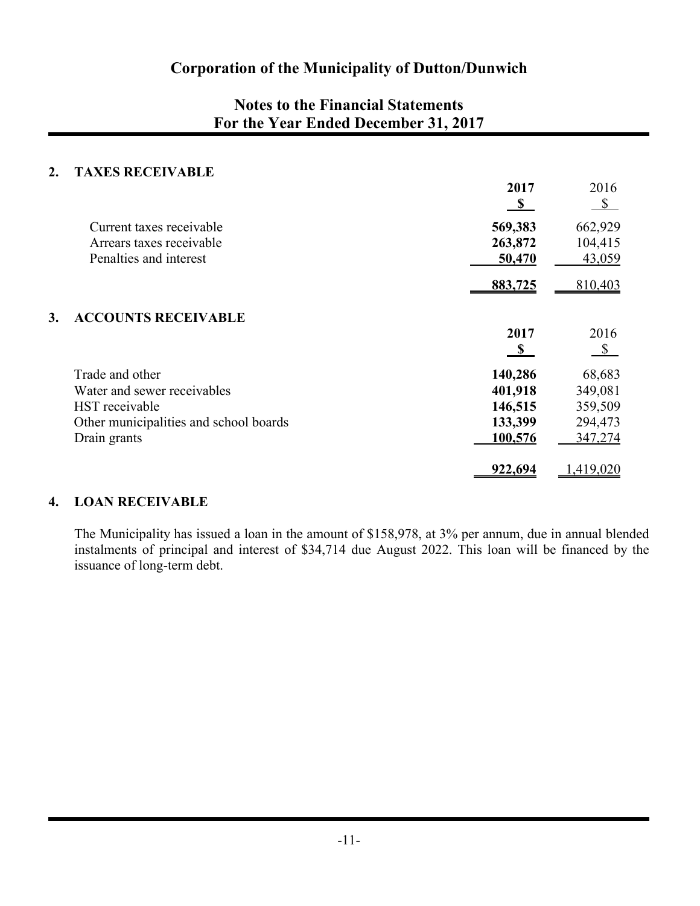# Corporation of the Municipality of Dutton/Dunwich

## Notes to the Financial Statements
## For the Year Ended December 31, 2017

### 2. TAXES RECEIVABLE

| | 2017<br>$ | 2016<br>$ |
|---|---|---|
| Current taxes receivable | **569,383** | 662,929 |
| Arrears taxes receivable | **263,872** | 104,415 |
| Penalties and interest | **50,470** | 43,059 |
| | **883,725** | 810,403 |

### 3. ACCOUNTS RECEIVABLE

| | 2017<br>$ | 2016<br>$ |
|---|---|---|
| Trade and other | **140,286** | 68,683 |
| Water and sewer receivables | **401,918** | 349,081 |
| HST receivable | **146,515** | 359,509 |
| Other municipalities and school boards | **133,399** | 294,473 |
| Drain grants | **100,576** | 347,274 |
| | **922,694** | 1,419,020 |

### 4. LOAN RECEIVABLE

The Municipality has issued a loan in the amount of $158,978, at 3% per annum, due in annual blended instalments of principal and interest of $34,714 due August 2022. This loan will be financed by the issuance of long-term debt.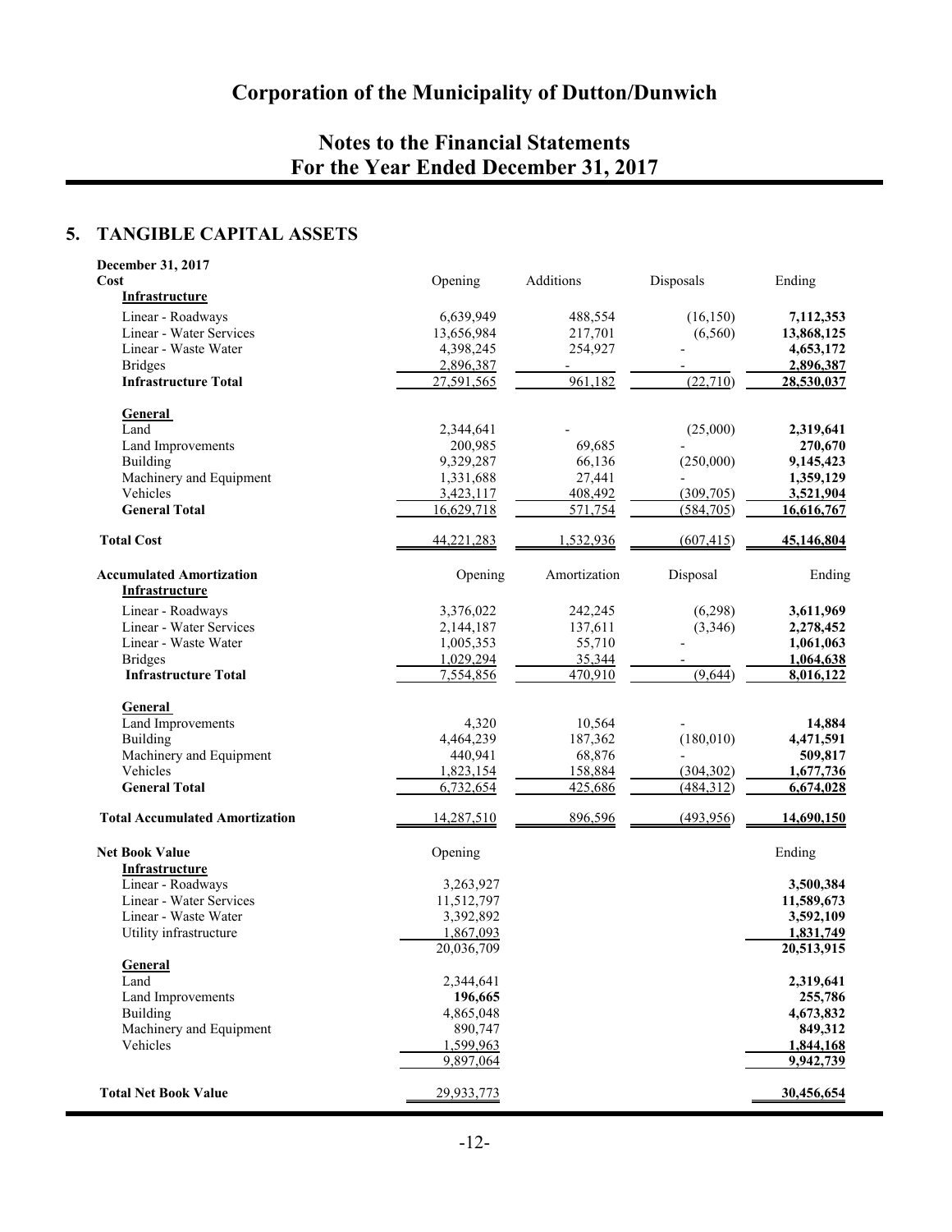# Corporation of the Municipality of Dutton/Dunwich

## Notes to the Financial Statements
## For the Year Ended December 31, 2017

## 5. TANGIBLE CAPITAL ASSETS

| December 31, 2017 | | | | |
|---|---|---|---|---|
| **Cost** | Opening | Additions | Disposals | Ending |
| **Infrastructure** | | | | |
| Linear - Roadways | 6,639,949 | 488,554 | (16,150) | **7,112,353** |
| Linear - Water Services | 13,656,984 | 217,701 | (6,560) | **13,868,125** |
| Linear - Waste Water | 4,398,245 | 254,927 | - | **4,653,172** |
| Bridges | 2,896,387 | - | - | **2,896,387** |
| **Infrastructure Total** | 27,591,565 | 961,182 | (22,710) | **28,530,037** |
| **General** | | | | |
| Land | 2,344,641 | - | (25,000) | **2,319,641** |
| Land Improvements | 200,985 | 69,685 | - | **270,670** |
| Building | 9,329,287 | 66,136 | (250,000) | **9,145,423** |
| Machinery and Equipment | 1,331,688 | 27,441 | - | **1,359,129** |
| Vehicles | 3,423,117 | 408,492 | (309,705) | **3,521,904** |
| **General Total** | 16,629,718 | 571,754 | (584,705) | **16,616,767** |
| **Total Cost** | 44,221,283 | 1,532,936 | (607,415) | **45,146,804** |
| **Accumulated Amortization** | Opening | Amortization | Disposal | Ending |
| **Infrastructure** | | | | |
| Linear - Roadways | 3,376,022 | 242,245 | (6,298) | **3,611,969** |
| Linear - Water Services | 2,144,187 | 137,611 | (3,346) | **2,278,452** |
| Linear - Waste Water | 1,005,353 | 55,710 | - | **1,061,063** |
| Bridges | 1,029,294 | 35,344 | - | **1,064,638** |
| **Infrastructure Total** | 7,554,856 | 470,910 | (9,644) | **8,016,122** |
| **General** | | | | |
| Land Improvements | 4,320 | 10,564 | - | **14,884** |
| Building | 4,464,239 | 187,362 | (180,010) | **4,471,591** |
| Machinery and Equipment | 440,941 | 68,876 | - | **509,817** |
| Vehicles | 1,823,154 | 158,884 | (304,302) | **1,677,736** |
| **General Total** | 6,732,654 | 425,686 | (484,312) | **6,674,028** |
| **Total Accumulated Amortization** | 14,287,510 | 896,596 | (493,956) | **14,690,150** |
| **Net Book Value** | Opening | | | Ending |
| **Infrastructure** | | | | |
| Linear - Roadways | 3,263,927 | | | **3,500,384** |
| Linear - Water Services | 11,512,797 | | | **11,589,673** |
| Linear - Waste Water | 3,392,892 | | | **3,592,109** |
| Utility infrastructure | 1,867,093 | | | **1,831,749** |
| | 20,036,709 | | | **20,513,915** |
| **General** | | | | |
| Land | 2,344,641 | | | **2,319,641** |
| Land Improvements | **196,665** | | | **255,786** |
| Building | 4,865,048 | | | **4,673,832** |
| Machinery and Equipment | 890,747 | | | **849,312** |
| Vehicles | 1,599,963 | | | **1,844,168** |
| | 9,897,064 | | | **9,942,739** |
| **Total Net Book Value** | 29,933,773 | | | **30,456,654** |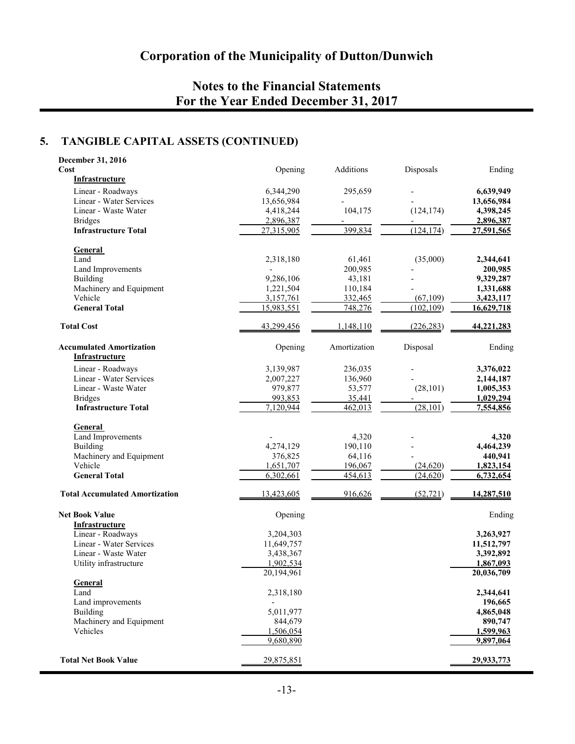## 5. TANGIBLE CAPITAL ASSETS (CONTINUED)

**December 31, 2016**

| **Cost** | Opening | Additions | Disposals | Ending |
|---|---|---|---|---|
| **Infrastructure** | | | | |
| Linear - Roadways | 6,344,290 | 295,659 | - | **6,639,949** |
| Linear - Water Services | 13,656,984 | - | - | **13,656,984** |
| Linear - Waste Water | 4,418,244 | 104,175 | (124,174) | **4,398,245** |
| Bridges | 2,896,387 | - | - | **2,896,387** |
| **Infrastructure Total** | 27,315,905 | 399,834 | (124,174) | **27,591,565** |
| **General** | | | | |
| Land | 2,318,180 | 61,461 | (35,000) | **2,344,641** |
| Land Improvements | - | 200,985 | - | **200,985** |
| Building | 9,286,106 | 43,181 | - | **9,329,287** |
| Machinery and Equipment | 1,221,504 | 110,184 | - | **1,331,688** |
| Vehicle | 3,157,761 | 332,465 | (67,109) | **3,423,117** |
| **General Total** | 15,983,551 | 748,276 | (102,109) | **16,629,718** |
| **Total Cost** | 43,299,456 | 1,148,110 | (226,283) | **44,221,283** |

| **Accumulated Amortization** | Opening | Amortization | Disposal | Ending |
|---|---|---|---|---|
| **Infrastructure** | | | | |
| Linear - Roadways | 3,139,987 | 236,035 | - | **3,376,022** |
| Linear - Water Services | 2,007,227 | 136,960 | - | **2,144,187** |
| Linear - Waste Water | 979,877 | 53,577 | (28,101) | **1,005,353** |
| Bridges | 993,853 | 35,441 | - | **1,029,294** |
| **Infrastructure Total** | 7,120,944 | 462,013 | (28,101) | **7,554,856** |
| **General** | | | | |
| Land Improvements | - | 4,320 | - | **4,320** |
| Building | 4,274,129 | 190,110 | - | **4,464,239** |
| Machinery and Equipment | 376,825 | 64,116 | - | **440,941** |
| Vehicle | 1,651,707 | 196,067 | (24,620) | **1,823,154** |
| **General Total** | 6,302,661 | 454,613 | (24,620) | **6,732,654** |
| **Total Accumulated Amortization** | 13,423,605 | 916,626 | (52,721) | **14,287,510** |

| **Net Book Value** | Opening | Ending |
|---|---|---|
| **Infrastructure** | | |
| Linear - Roadways | 3,204,303 | **3,263,927** |
| Linear - Water Services | 11,649,757 | **11,512,797** |
| Linear - Waste Water | 3,438,367 | **3,392,892** |
| Utility infrastructure | 1,902,534 | **1,867,093** |
| | 20,194,961 | **20,036,709** |
| **General** | | |
| Land | 2,318,180 | **2,344,641** |
| Land improvements | - | **196,665** |
| Building | 5,011,977 | **4,865,048** |
| Machinery and Equipment | 844,679 | **890,747** |
| Vehicles | 1,506,054 | **1,599,963** |
| | 9,680,890 | **9,897,064** |
| **Total Net Book Value** | 29,875,851 | **29,933,773** |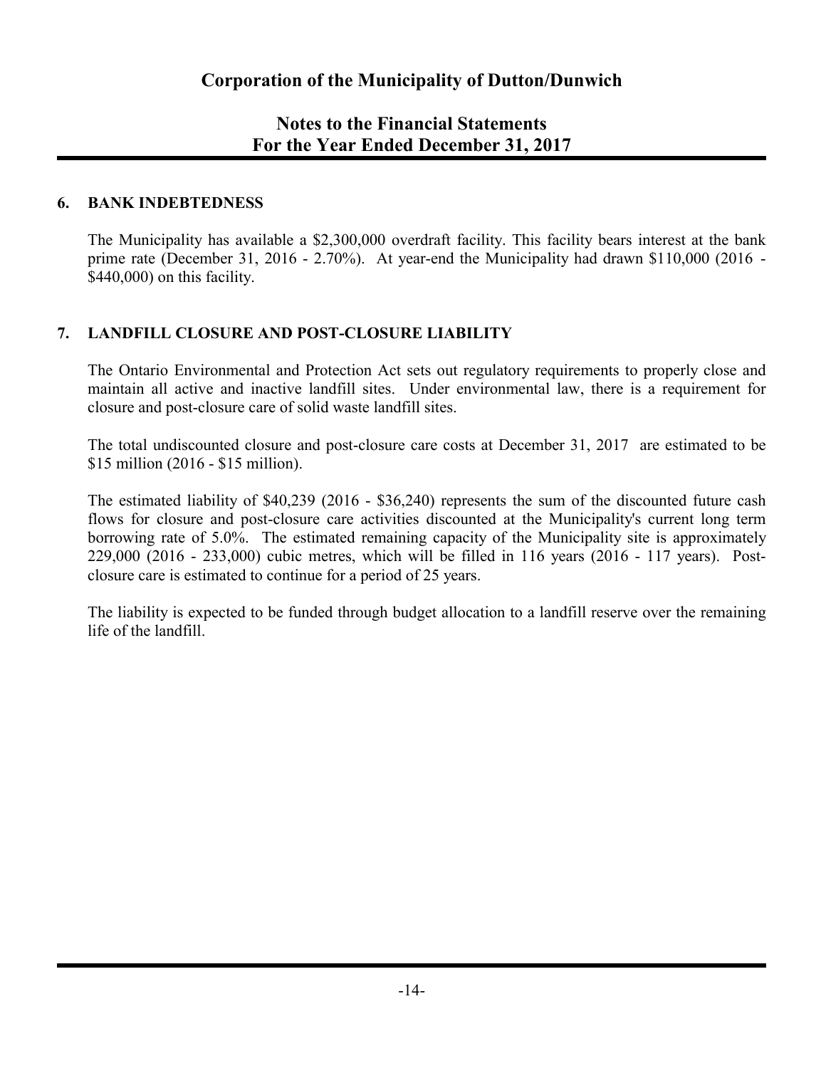# Corporation of the Municipality of Dutton/Dunwich

## Notes to the Financial Statements
## For the Year Ended December 31, 2017

### 6. BANK INDEBTEDNESS

The Municipality has available a $2,300,000 overdraft facility. This facility bears interest at the bank prime rate (December 31, 2016 - 2.70%). At year-end the Municipality had drawn $110,000 (2016 - $440,000) on this facility.

### 7. LANDFILL CLOSURE AND POST-CLOSURE LIABILITY

The Ontario Environmental and Protection Act sets out regulatory requirements to properly close and maintain all active and inactive landfill sites. Under environmental law, there is a requirement for closure and post-closure care of solid waste landfill sites.

The total undiscounted closure and post-closure care costs at December 31, 2017 are estimated to be $15 million (2016 - $15 million).

The estimated liability of $40,239 (2016 - $36,240) represents the sum of the discounted future cash flows for closure and post-closure care activities discounted at the Municipality's current long term borrowing rate of 5.0%. The estimated remaining capacity of the Municipality site is approximately 229,000 (2016 - 233,000) cubic metres, which will be filled in 116 years (2016 - 117 years). Post-closure care is estimated to continue for a period of 25 years.

The liability is expected to be funded through budget allocation to a landfill reserve over the remaining life of the landfill.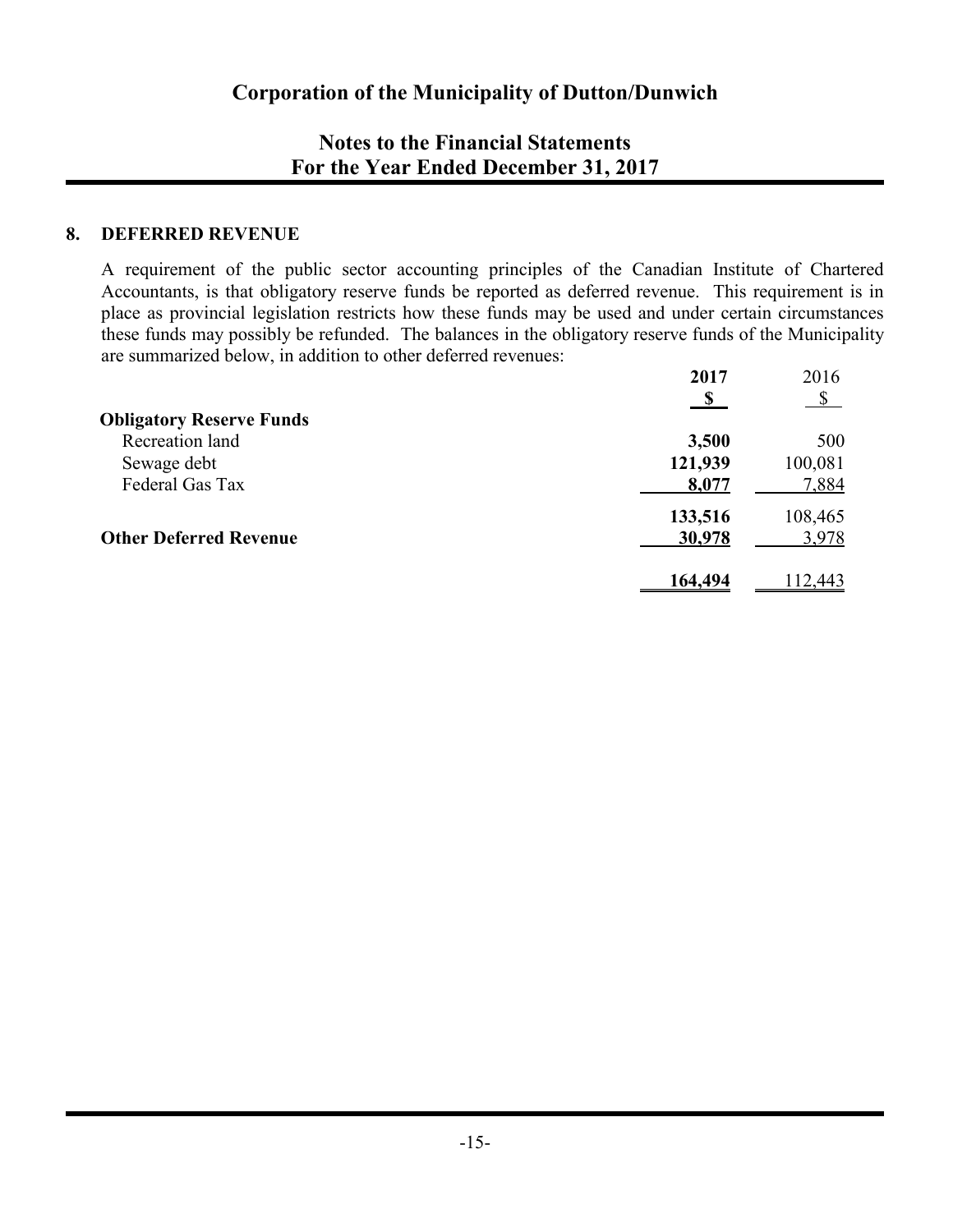## 8. DEFERRED REVENUE

A requirement of the public sector accounting principles of the Canadian Institute of Chartered Accountants, is that obligatory reserve funds be reported as deferred revenue. This requirement is in place as provincial legislation restricts how these funds may be used and under certain circumstances these funds may possibly be refunded. The balances in the obligatory reserve funds of the Municipality are summarized below, in addition to other deferred revenues:

| | **2017** | 2016 |
|---|---|---|
| | **$** | $ |
| **Obligatory Reserve Funds** | | |
| Recreation land | **3,500** | 500 |
| Sewage debt | **121,939** | 100,081 |
| Federal Gas Tax | **8,077** | 7,884 |
| | **133,516** | 108,465 |
| **Other Deferred Revenue** | **30,978** | 3,978 |
| | **164,494** | 112,443 |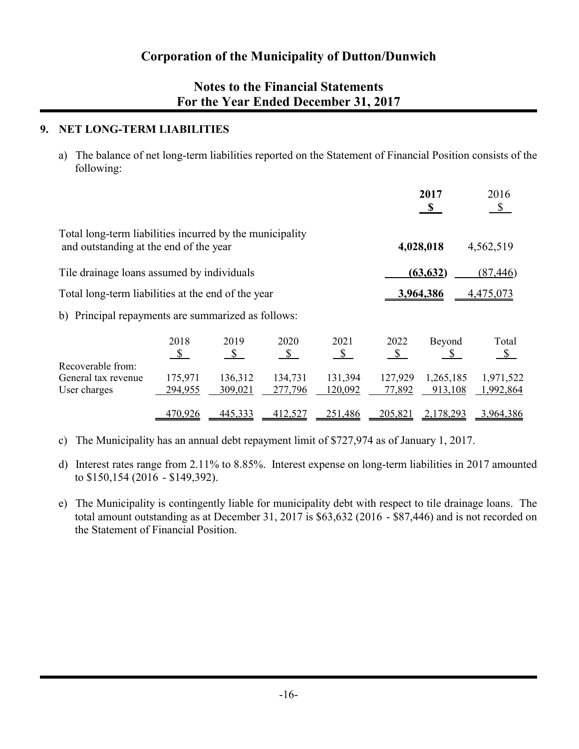# Corporation of the Municipality of Dutton/Dunwich

## Notes to the Financial Statements
## For the Year Ended December 31, 2017

### 9. NET LONG-TERM LIABILITIES

a) The balance of net long-term liabilities reported on the Statement of Financial Position consists of the following:

| | **2017** | 2016 |
|---|---|---|
| | **$** | $ |
| Total long-term liabilities incurred by the municipality and outstanding at the end of the year | **4,028,018** | 4,562,519 |
| Tile drainage loans assumed by individuals | **(63,632)** | (87,446) |
| Total long-term liabilities at the end of the year | **3,964,386** | 4,475,073 |

b) Principal repayments are summarized as follows:

| | 2018 | 2019 | 2020 | 2021 | 2022 | Beyond | Total |
|---|---|---|---|---|---|---|---|
| | $ | $ | $ | $ | $ | $ | $ |
| Recoverable from: | | | | | | | |
| General tax revenue | 175,971 | 136,312 | 134,731 | 131,394 | 127,929 | 1,265,185 | 1,971,522 |
| User charges | 294,955 | 309,021 | 277,796 | 120,092 | 77,892 | 913,108 | 1,992,864 |
| | 470,926 | 445,333 | 412,527 | 251,486 | 205,821 | 2,178,293 | 3,964,386 |

c) The Municipality has an annual debt repayment limit of $727,974 as of January 1, 2017.

d) Interest rates range from 2.11% to 8.85%. Interest expense on long-term liabilities in 2017 amounted to $150,154 (2016 - $149,392).

e) The Municipality is contingently liable for municipality debt with respect to tile drainage loans. The total amount outstanding as at December 31, 2017 is $63,632 (2016 - $87,446) and is not recorded on the Statement of Financial Position.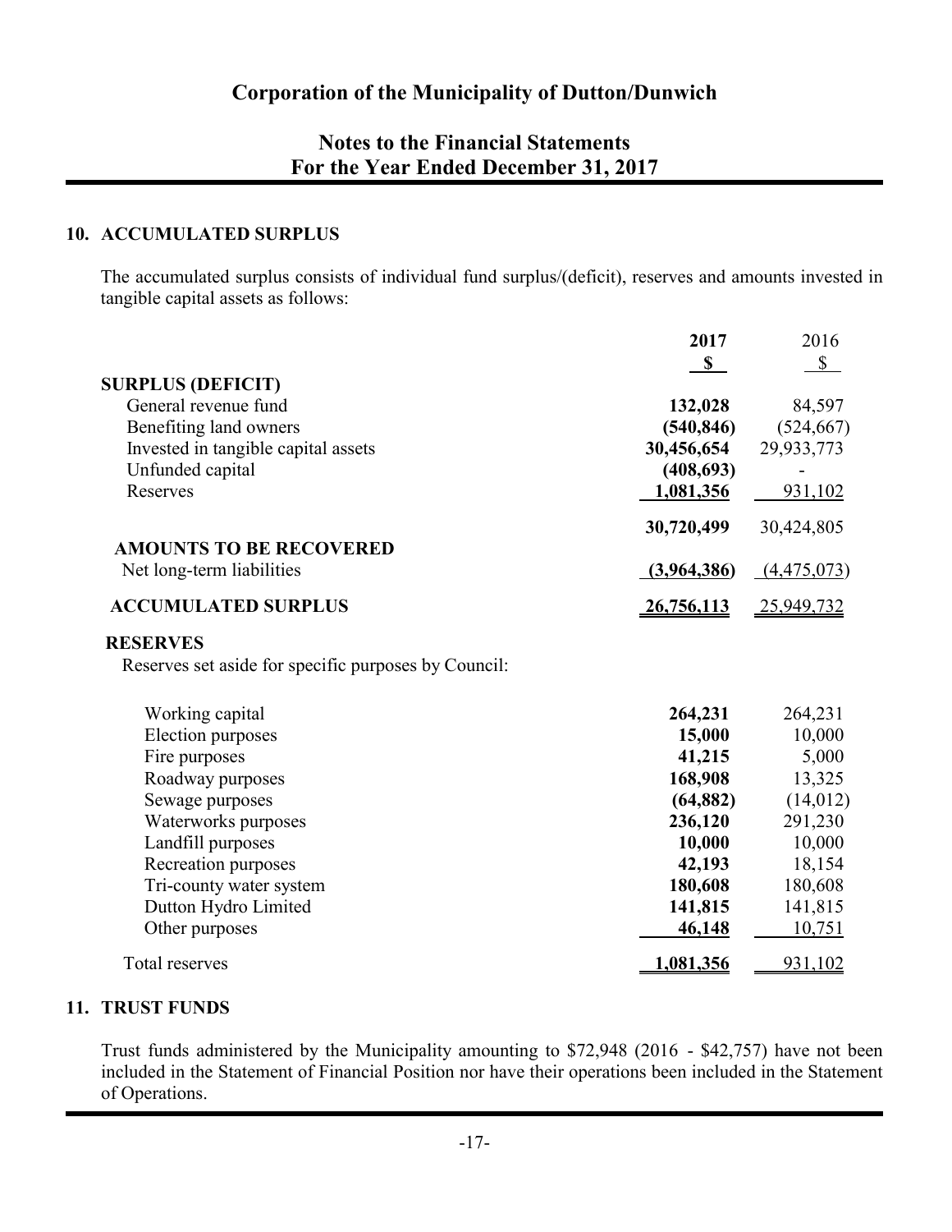# Corporation of the Municipality of Dutton/Dunwich

## Notes to the Financial Statements
## For the Year Ended December 31, 2017

### 10. ACCUMULATED SURPLUS

The accumulated surplus consists of individual fund surplus/(deficit), reserves and amounts invested in tangible capital assets as follows:

| | **2017** | 2016 |
|---|---|---|
| | **$** | $ |
| **SURPLUS (DEFICIT)** | | |
| General revenue fund | **132,028** | 84,597 |
| Benefiting land owners | **(540,846)** | (524,667) |
| Invested in tangible capital assets | **30,456,654** | 29,933,773 |
| Unfunded capital | **(408,693)** | - |
| Reserves | **1,081,356** | 931,102 |
| | **30,720,499** | 30,424,805 |
| **AMOUNTS TO BE RECOVERED** | | |
| Net long-term liabilities | **(3,964,386)** | (4,475,073) |
| **ACCUMULATED SURPLUS** | **26,756,113** | 25,949,732 |

**RESERVES**

Reserves set aside for specific purposes by Council:

| | **2017** | 2016 |
|---|---|---|
| Working capital | **264,231** | 264,231 |
| Election purposes | **15,000** | 10,000 |
| Fire purposes | **41,215** | 5,000 |
| Roadway purposes | **168,908** | 13,325 |
| Sewage purposes | **(64,882)** | (14,012) |
| Waterworks purposes | **236,120** | 291,230 |
| Landfill purposes | **10,000** | 10,000 |
| Recreation purposes | **42,193** | 18,154 |
| Tri-county water system | **180,608** | 180,608 |
| Dutton Hydro Limited | **141,815** | 141,815 |
| Other purposes | **46,148** | 10,751 |
| Total reserves | **1,081,356** | 931,102 |

### 11. TRUST FUNDS

Trust funds administered by the Municipality amounting to $72,948 (2016 - $42,757) have not been included in the Statement of Financial Position nor have their operations been included in the Statement of Operations.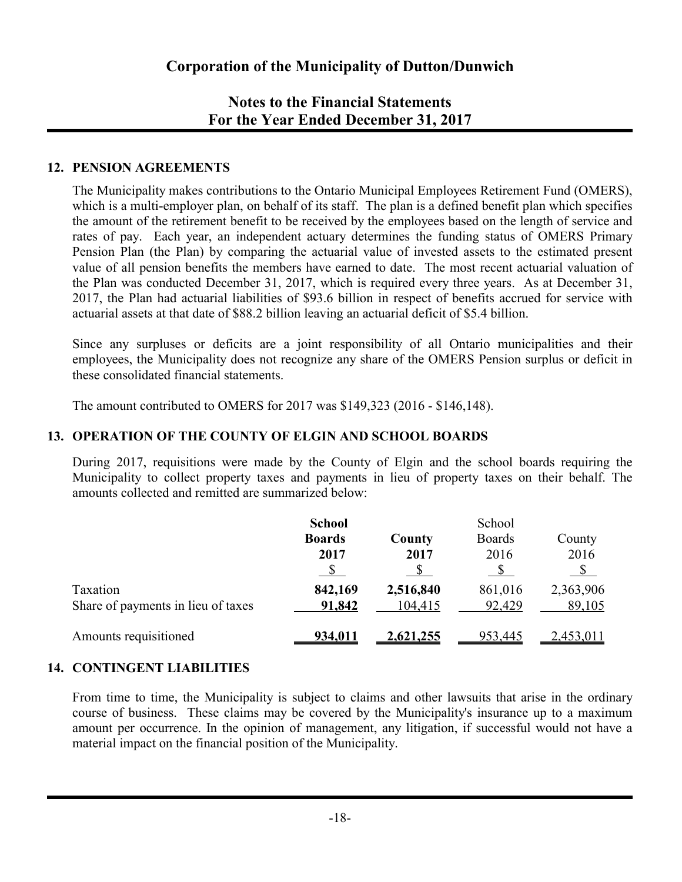# Corporation of the Municipality of Dutton/Dunwich

## Notes to the Financial Statements
## For the Year Ended December 31, 2017

### 12. PENSION AGREEMENTS

The Municipality makes contributions to the Ontario Municipal Employees Retirement Fund (OMERS), which is a multi-employer plan, on behalf of its staff. The plan is a defined benefit plan which specifies the amount of the retirement benefit to be received by the employees based on the length of service and rates of pay. Each year, an independent actuary determines the funding status of OMERS Primary Pension Plan (the Plan) by comparing the actuarial value of invested assets to the estimated present value of all pension benefits the members have earned to date. The most recent actuarial valuation of the Plan was conducted December 31, 2017, which is required every three years. As at December 31, 2017, the Plan had actuarial liabilities of $93.6 billion in respect of benefits accrued for service with actuarial assets at that date of $88.2 billion leaving an actuarial deficit of $5.4 billion.

Since any surpluses or deficits are a joint responsibility of all Ontario municipalities and their employees, the Municipality does not recognize any share of the OMERS Pension surplus or deficit in these consolidated financial statements.

The amount contributed to OMERS for 2017 was $149,323 (2016 - $146,148).

### 13. OPERATION OF THE COUNTY OF ELGIN AND SCHOOL BOARDS

During 2017, requisitions were made by the County of Elgin and the school boards requiring the Municipality to collect property taxes and payments in lieu of property taxes on their behalf. The amounts collected and remitted are summarized below:

| | **School Boards 2017** | **County 2017** | School Boards 2016 | County 2016 |
|---|---|---|---|---|
| | $ | $ | $ | $ |
| Taxation | **842,169** | **2,516,840** | 861,016 | 2,363,906 |
| Share of payments in lieu of taxes | **91,842** | 104,415 | 92,429 | 89,105 |
| Amounts requisitioned | **934,011** | **2,621,255** | 953,445 | 2,453,011 |

### 14. CONTINGENT LIABILITIES

From time to time, the Municipality is subject to claims and other lawsuits that arise in the ordinary course of business. These claims may be covered by the Municipality's insurance up to a maximum amount per occurrence. In the opinion of management, any litigation, if successful would not have a material impact on the financial position of the Municipality.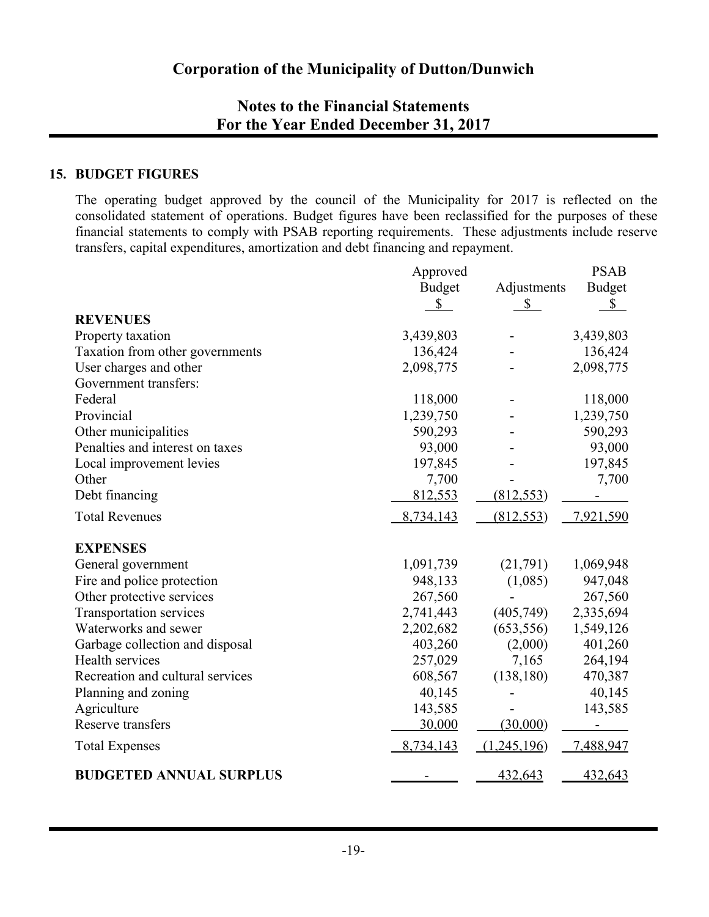## 15. BUDGET FIGURES

The operating budget approved by the council of the Municipality for 2017 is reflected on the consolidated statement of operations. Budget figures have been reclassified for the purposes of these financial statements to comply with PSAB reporting requirements. These adjustments include reserve transfers, capital expenditures, amortization and debt financing and repayment.

| | Approved Budget $ | Adjustments $ | PSAB Budget $ |
|---|---|---|---|
| **REVENUES** | | | |
| Property taxation | 3,439,803 | - | 3,439,803 |
| Taxation from other governments | 136,424 | - | 136,424 |
| User charges and other | 2,098,775 | - | 2,098,775 |
| Government transfers: | | | |
| Federal | 118,000 | - | 118,000 |
| Provincial | 1,239,750 | - | 1,239,750 |
| Other municipalities | 590,293 | - | 590,293 |
| Penalties and interest on taxes | 93,000 | - | 93,000 |
| Local improvement levies | 197,845 | - | 197,845 |
| Other | 7,700 | - | 7,700 |
| Debt financing | 812,553 | (812,553) | - |
| Total Revenues | 8,734,143 | (812,553) | 7,921,590 |
| **EXPENSES** | | | |
| General government | 1,091,739 | (21,791) | 1,069,948 |
| Fire and police protection | 948,133 | (1,085) | 947,048 |
| Other protective services | 267,560 | - | 267,560 |
| Transportation services | 2,741,443 | (405,749) | 2,335,694 |
| Waterworks and sewer | 2,202,682 | (653,556) | 1,549,126 |
| Garbage collection and disposal | 403,260 | (2,000) | 401,260 |
| Health services | 257,029 | 7,165 | 264,194 |
| Recreation and cultural services | 608,567 | (138,180) | 470,387 |
| Planning and zoning | 40,145 | - | 40,145 |
| Agriculture | 143,585 | - | 143,585 |
| Reserve transfers | 30,000 | (30,000) | - |
| Total Expenses | 8,734,143 | (1,245,196) | 7,488,947 |
| **BUDGETED ANNUAL SURPLUS** | - | 432,643 | 432,643 |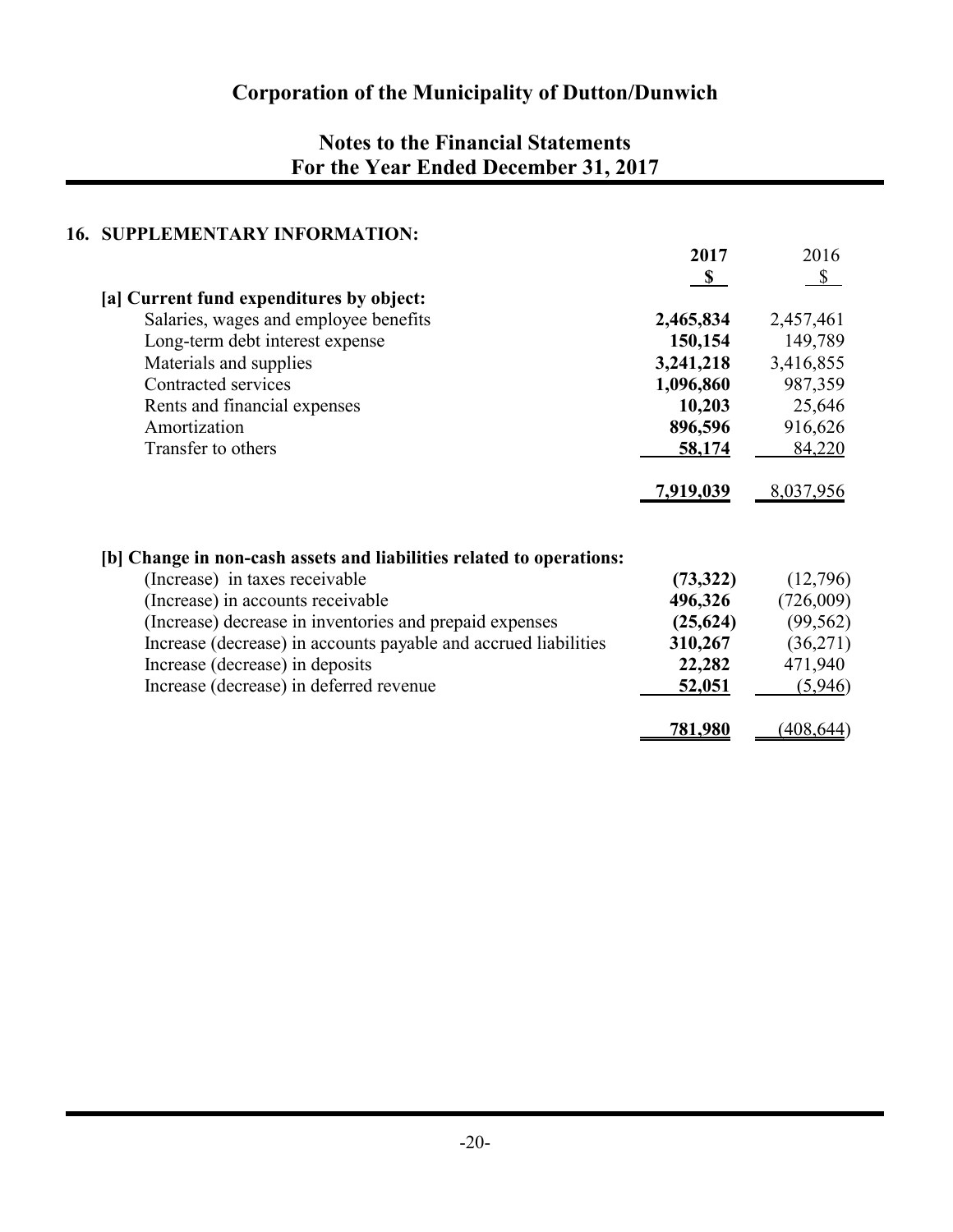# Corporation of the Municipality of Dutton/Dunwich

## Notes to the Financial Statements
## For the Year Ended December 31, 2017

### 16. SUPPLEMENTARY INFORMATION:

| | 2017 | 2016 |
|---|---|---|
| | **$** | $ |
| **[a] Current fund expenditures by object:** | | |
| Salaries, wages and employee benefits | **2,465,834** | 2,457,461 |
| Long-term debt interest expense | **150,154** | 149,789 |
| Materials and supplies | **3,241,218** | 3,416,855 |
| Contracted services | **1,096,860** | 987,359 |
| Rents and financial expenses | **10,203** | 25,646 |
| Amortization | **896,596** | 916,626 |
| Transfer to others | **58,174** | 84,220 |
| | **7,919,039** | 8,037,956 |
| | | |
| **[b] Change in non-cash assets and liabilities related to operations:** | | |
| (Increase) in taxes receivable | **(73,322)** | (12,796) |
| (Increase) in accounts receivable | **496,326** | (726,009) |
| (Increase) decrease in inventories and prepaid expenses | **(25,624)** | (99,562) |
| Increase (decrease) in accounts payable and accrued liabilities | **310,267** | (36,271) |
| Increase (decrease) in deposits | **22,282** | 471,940 |
| Increase (decrease) in deferred revenue | **52,051** | (5,946) |
| | **781,980** | (408,644) |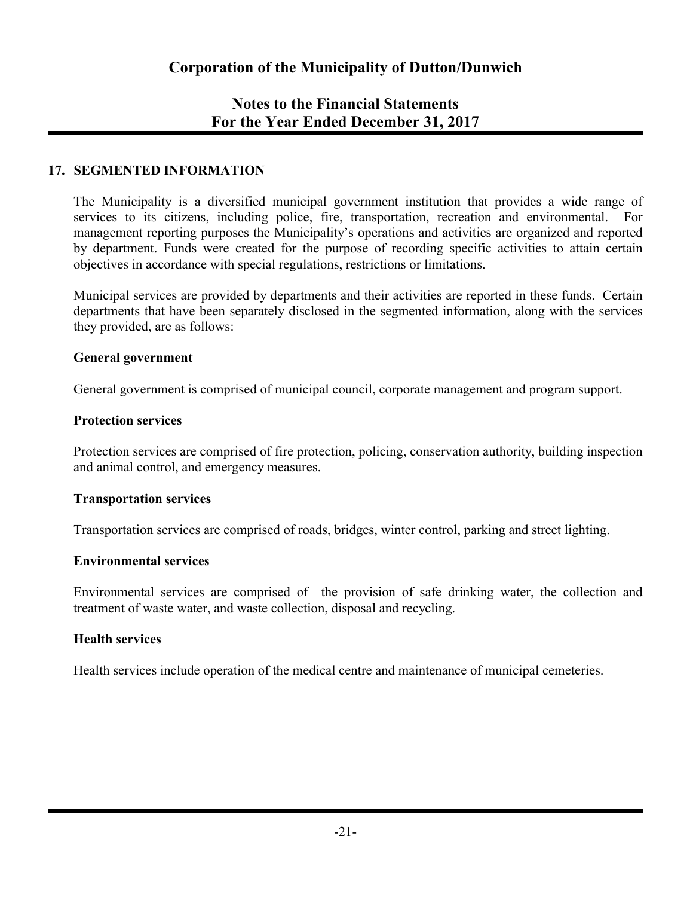# Corporation of the Municipality of Dutton/Dunwich

## Notes to the Financial Statements
## For the Year Ended December 31, 2017

### 17. SEGMENTED INFORMATION

The Municipality is a diversified municipal government institution that provides a wide range of services to its citizens, including police, fire, transportation, recreation and environmental. For management reporting purposes the Municipality's operations and activities are organized and reported by department. Funds were created for the purpose of recording specific activities to attain certain objectives in accordance with special regulations, restrictions or limitations.

Municipal services are provided by departments and their activities are reported in these funds. Certain departments that have been separately disclosed in the segmented information, along with the services they provided, are as follows:

**General government**

General government is comprised of municipal council, corporate management and program support.

**Protection services**

Protection services are comprised of fire protection, policing, conservation authority, building inspection and animal control, and emergency measures.

**Transportation services**

Transportation services are comprised of roads, bridges, winter control, parking and street lighting.

**Environmental services**

Environmental services are comprised of the provision of safe drinking water, the collection and treatment of waste water, and waste collection, disposal and recycling.

**Health services**

Health services include operation of the medical centre and maintenance of municipal cemeteries.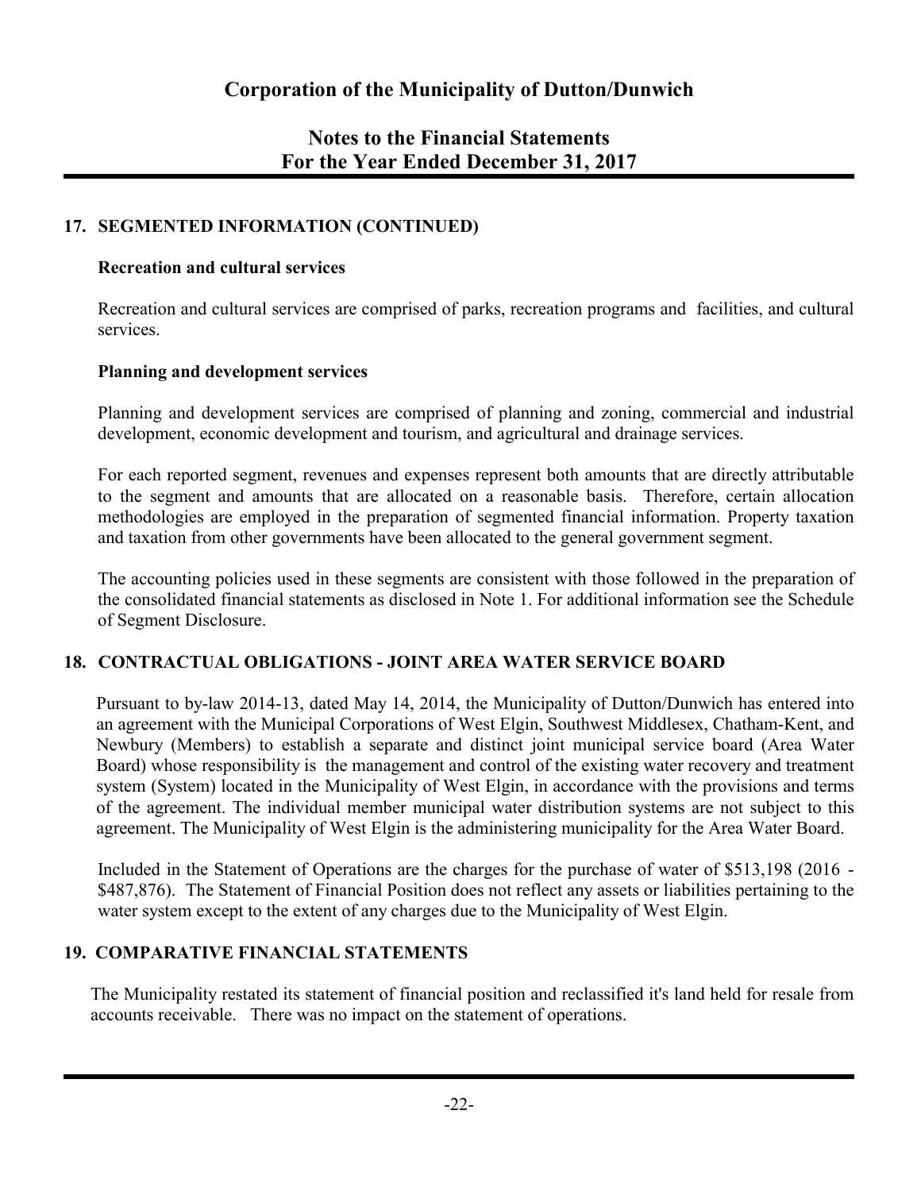## 17. SEGMENTED INFORMATION (CONTINUED)

### Recreation and cultural services

Recreation and cultural services are comprised of parks, recreation programs and facilities, and cultural services.

### Planning and development services

Planning and development services are comprised of planning and zoning, commercial and industrial development, economic development and tourism, and agricultural and drainage services.

For each reported segment, revenues and expenses represent both amounts that are directly attributable to the segment and amounts that are allocated on a reasonable basis. Therefore, certain allocation methodologies are employed in the preparation of segmented financial information. Property taxation and taxation from other governments have been allocated to the general government segment.

The accounting policies used in these segments are consistent with those followed in the preparation of the consolidated financial statements as disclosed in Note 1. For additional information see the Schedule of Segment Disclosure.

## 18. CONTRACTUAL OBLIGATIONS - JOINT AREA WATER SERVICE BOARD

Pursuant to by-law 2014-13, dated May 14, 2014, the Municipality of Dutton/Dunwich has entered into an agreement with the Municipal Corporations of West Elgin, Southwest Middlesex, Chatham-Kent, and Newbury (Members) to establish a separate and distinct joint municipal service board (Area Water Board) whose responsibility is the management and control of the existing water recovery and treatment system (System) located in the Municipality of West Elgin, in accordance with the provisions and terms of the agreement. The individual member municipal water distribution systems are not subject to this agreement. The Municipality of West Elgin is the administering municipality for the Area Water Board.

Included in the Statement of Operations are the charges for the purchase of water of $513,198 (2016 - $487,876). The Statement of Financial Position does not reflect any assets or liabilities pertaining to the water system except to the extent of any charges due to the Municipality of West Elgin.

## 19. COMPARATIVE FINANCIAL STATEMENTS

The Municipality restated its statement of financial position and reclassified it's land held for resale from accounts receivable. There was no impact on the statement of operations.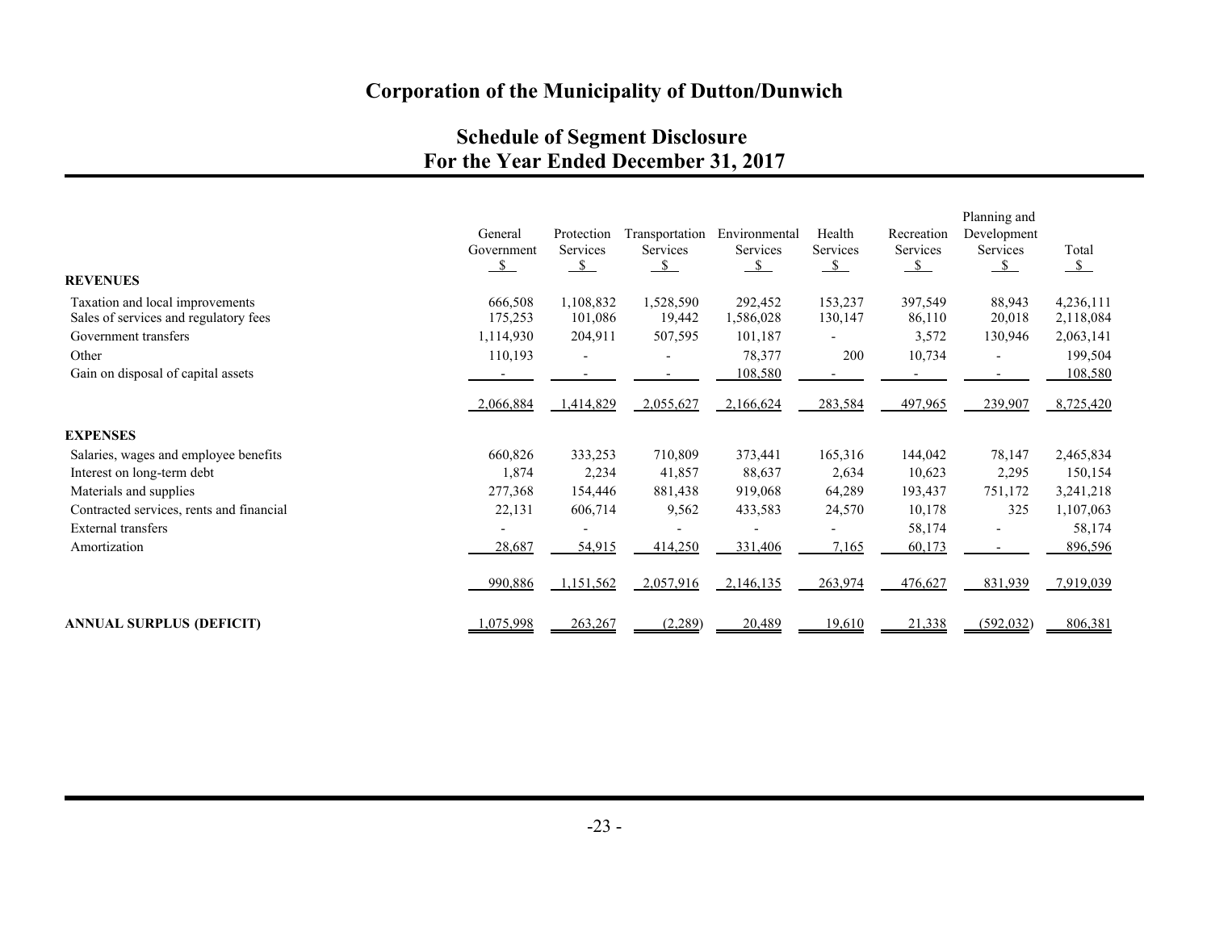# Corporation of the Municipality of Dutton/Dunwich

## Schedule of Segment Disclosure
## For the Year Ended December 31, 2017

| | General Government | Protection Services | Transportation Services | Environmental Services | Health Services | Recreation Services | Planning and Development Services | Total |
|---|---|---|---|---|---|---|---|---|
| | $ | $ | $ | $ | $ | $ | $ | $ |
| **REVENUES** | | | | | | | | |
| Taxation and local improvements | 666,508 | 1,108,832 | 1,528,590 | 292,452 | 153,237 | 397,549 | 88,943 | 4,236,111 |
| Sales of services and regulatory fees | 175,253 | 101,086 | 19,442 | 1,586,028 | 130,147 | 86,110 | 20,018 | 2,118,084 |
| Government transfers | 1,114,930 | 204,911 | 507,595 | 101,187 | - | 3,572 | 130,946 | 2,063,141 |
| Other | 110,193 | - | - | 78,377 | 200 | 10,734 | - | 199,504 |
| Gain on disposal of capital assets | - | - | - | 108,580 | - | - | - | 108,580 |
| | 2,066,884 | 1,414,829 | 2,055,627 | 2,166,624 | 283,584 | 497,965 | 239,907 | 8,725,420 |
| **EXPENSES** | | | | | | | | |
| Salaries, wages and employee benefits | 660,826 | 333,253 | 710,809 | 373,441 | 165,316 | 144,042 | 78,147 | 2,465,834 |
| Interest on long-term debt | 1,874 | 2,234 | 41,857 | 88,637 | 2,634 | 10,623 | 2,295 | 150,154 |
| Materials and supplies | 277,368 | 154,446 | 881,438 | 919,068 | 64,289 | 193,437 | 751,172 | 3,241,218 |
| Contracted services, rents and financial | 22,131 | 606,714 | 9,562 | 433,583 | 24,570 | 10,178 | 325 | 1,107,063 |
| External transfers | - | - | - | - | - | 58,174 | - | 58,174 |
| Amortization | 28,687 | 54,915 | 414,250 | 331,406 | 7,165 | 60,173 | - | 896,596 |
| | 990,886 | 1,151,562 | 2,057,916 | 2,146,135 | 263,974 | 476,627 | 831,939 | 7,919,039 |
| **ANNUAL SURPLUS (DEFICIT)** | 1,075,998 | 263,267 | (2,289) | 20,489 | 19,610 | 21,338 | (592,032) | 806,381 |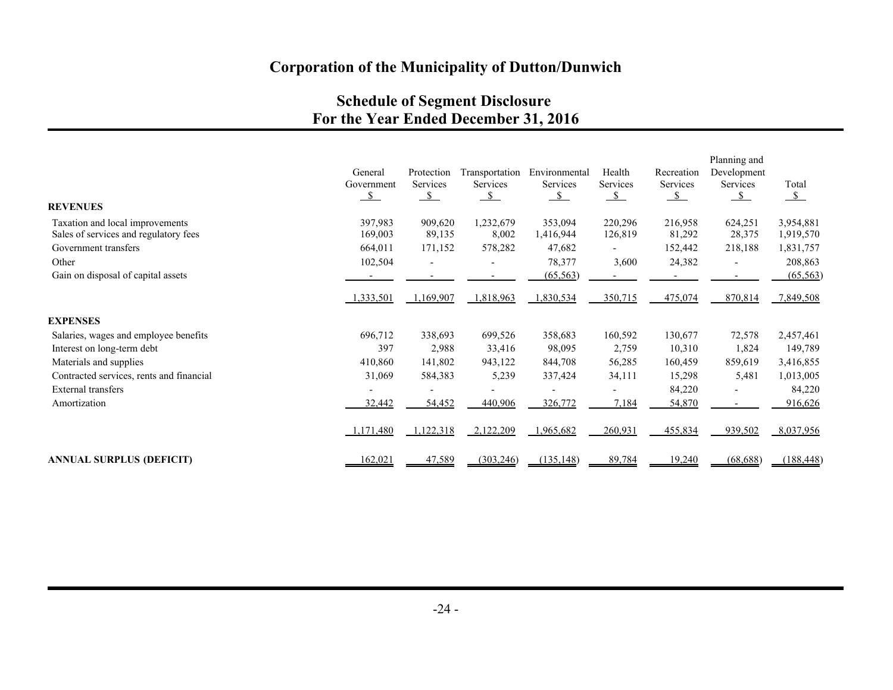# Corporation of the Municipality of Dutton/Dunwich

## Schedule of Segment Disclosure
## For the Year Ended December 31, 2016

| | General Government $ | Protection Services $ | Transportation Services $ | Environmental Services $ | Health Services $ | Recreation Services $ | Planning and Development Services $ | Total $ |
|---|---|---|---|---|---|---|---|---|
| **REVENUES** | | | | | | | | |
| Taxation and local improvements | 397,983 | 909,620 | 1,232,679 | 353,094 | 220,296 | 216,958 | 624,251 | 3,954,881 |
| Sales of services and regulatory fees | 169,003 | 89,135 | 8,002 | 1,416,944 | 126,819 | 81,292 | 28,375 | 1,919,570 |
| Government transfers | 664,011 | 171,152 | 578,282 | 47,682 | - | 152,442 | 218,188 | 1,831,757 |
| Other | 102,504 | - | - | 78,377 | 3,600 | 24,382 | - | 208,863 |
| Gain on disposal of capital assets | - | - | - | (65,563) | - | - | - | (65,563) |
| | 1,333,501 | 1,169,907 | 1,818,963 | 1,830,534 | 350,715 | 475,074 | 870,814 | 7,849,508 |
| **EXPENSES** | | | | | | | | |
| Salaries, wages and employee benefits | 696,712 | 338,693 | 699,526 | 358,683 | 160,592 | 130,677 | 72,578 | 2,457,461 |
| Interest on long-term debt | 397 | 2,988 | 33,416 | 98,095 | 2,759 | 10,310 | 1,824 | 149,789 |
| Materials and supplies | 410,860 | 141,802 | 943,122 | 844,708 | 56,285 | 160,459 | 859,619 | 3,416,855 |
| Contracted services, rents and financial | 31,069 | 584,383 | 5,239 | 337,424 | 34,111 | 15,298 | 5,481 | 1,013,005 |
| External transfers | - | - | - | - | - | 84,220 | - | 84,220 |
| Amortization | 32,442 | 54,452 | 440,906 | 326,772 | 7,184 | 54,870 | - | 916,626 |
| | 1,171,480 | 1,122,318 | 2,122,209 | 1,965,682 | 260,931 | 455,834 | 939,502 | 8,037,956 |
| **ANNUAL SURPLUS (DEFICIT)** | 162,021 | 47,589 | (303,246) | (135,148) | 89,784 | 19,240 | (68,688) | (188,448) |